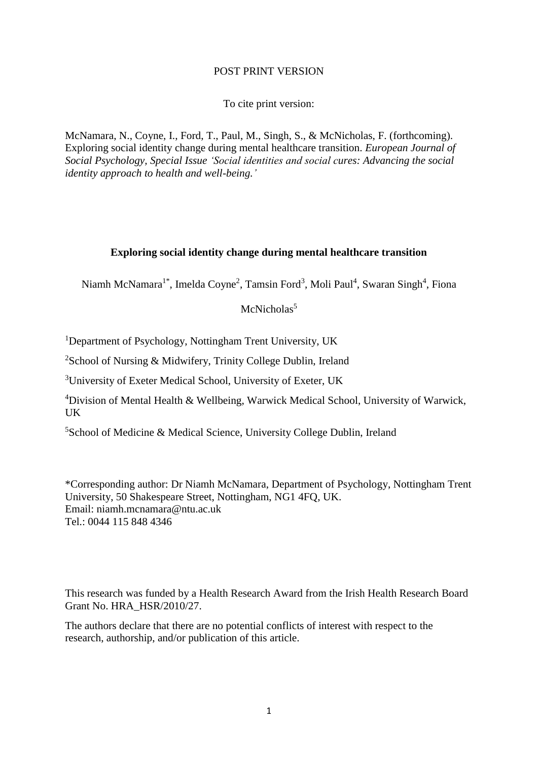POST PRINT VERSION

To cite print version:

McNamara, N., Coyne, I., Ford, T., Paul, M., Singh, S., & McNicholas, F. (forthcoming). Exploring social identity change during mental healthcare transition. *European Journal of Social Psychology, Special Issue 'Social identities and social cures: Advancing the social identity approach to health and well-being.'*

**Exploring social identity change during mental healthcare transition**

Niamh McNamara[1*], Imelda Coyne[2], Tamsin Ford[3], Moli Paul[4], Swaran Singh[4], Fiona McNicholas[5]

[1]Department of Psychology, Nottingham Trent University, UK

[2]School of Nursing & Midwifery, Trinity College Dublin, Ireland

[3]University of Exeter Medical School, University of Exeter, UK

[4]Division of Mental Health & Wellbeing, Warwick Medical School, University of Warwick, UK

[5]School of Medicine & Medical Science, University College Dublin, Ireland

*Corresponding author: Dr Niamh McNamara, Department of Psychology, Nottingham Trent University, 50 Shakespeare Street, Nottingham, NG1 4FQ, UK.
Email: niamh.mcnamara@ntu.ac.uk
Tel.: 0044 115 848 4346

This research was funded by a Health Research Award from the Irish Health Research Board Grant No. HRA_HSR/2010/27.

The authors declare that there are no potential conflicts of interest with respect to the research, authorship, and/or publication of this article.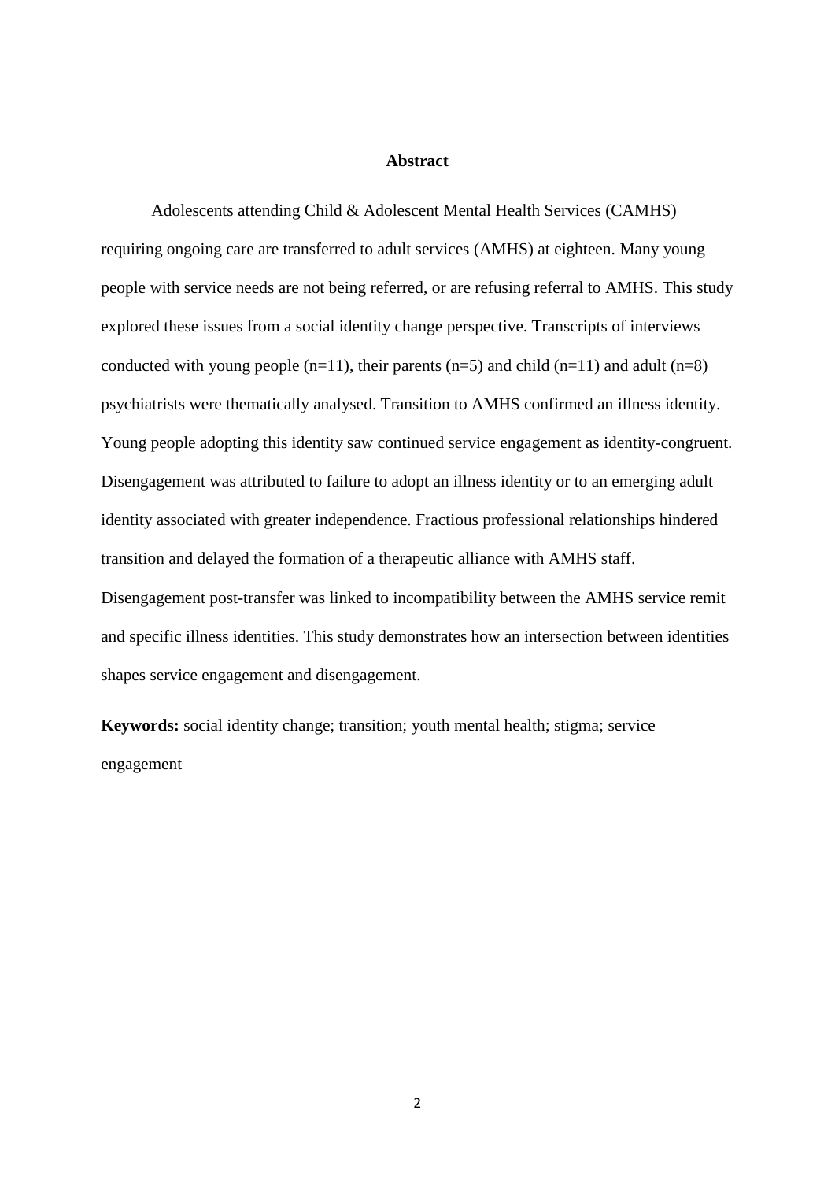## Abstract

Adolescents attending Child & Adolescent Mental Health Services (CAMHS) requiring ongoing care are transferred to adult services (AMHS) at eighteen. Many young people with service needs are not being referred, or are refusing referral to AMHS. This study explored these issues from a social identity change perspective. Transcripts of interviews conducted with young people (n=11), their parents (n=5) and child (n=11) and adult (n=8) psychiatrists were thematically analysed. Transition to AMHS confirmed an illness identity. Young people adopting this identity saw continued service engagement as identity-congruent. Disengagement was attributed to failure to adopt an illness identity or to an emerging adult identity associated with greater independence. Fractious professional relationships hindered transition and delayed the formation of a therapeutic alliance with AMHS staff. Disengagement post-transfer was linked to incompatibility between the AMHS service remit and specific illness identities. This study demonstrates how an intersection between identities shapes service engagement and disengagement.

**Keywords:** social identity change; transition; youth mental health; stigma; service engagement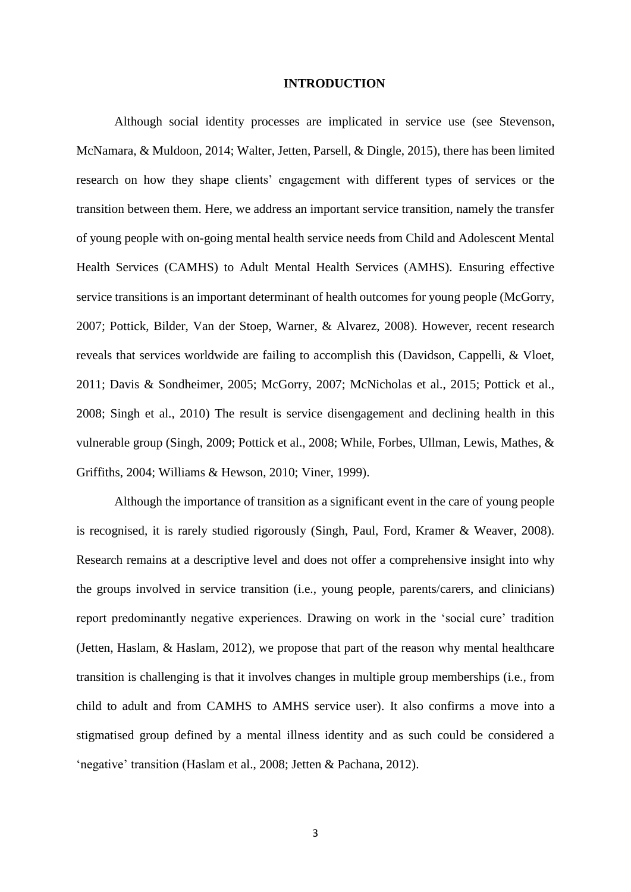# INTRODUCTION

Although social identity processes are implicated in service use (see Stevenson, McNamara, & Muldoon, 2014; Walter, Jetten, Parsell, & Dingle, 2015), there has been limited research on how they shape clients' engagement with different types of services or the transition between them. Here, we address an important service transition, namely the transfer of young people with on-going mental health service needs from Child and Adolescent Mental Health Services (CAMHS) to Adult Mental Health Services (AMHS). Ensuring effective service transitions is an important determinant of health outcomes for young people (McGorry, 2007; Pottick, Bilder, Van der Stoep, Warner, & Alvarez, 2008). However, recent research reveals that services worldwide are failing to accomplish this (Davidson, Cappelli, & Vloet, 2011; Davis & Sondheimer, 2005; McGorry, 2007; McNicholas et al., 2015; Pottick et al., 2008; Singh et al., 2010) The result is service disengagement and declining health in this vulnerable group (Singh, 2009; Pottick et al., 2008; While, Forbes, Ullman, Lewis, Mathes, & Griffiths, 2004; Williams & Hewson, 2010; Viner, 1999).

Although the importance of transition as a significant event in the care of young people is recognised, it is rarely studied rigorously (Singh, Paul, Ford, Kramer & Weaver, 2008). Research remains at a descriptive level and does not offer a comprehensive insight into why the groups involved in service transition (i.e., young people, parents/carers, and clinicians) report predominantly negative experiences. Drawing on work in the 'social cure' tradition (Jetten, Haslam, & Haslam, 2012), we propose that part of the reason why mental healthcare transition is challenging is that it involves changes in multiple group memberships (i.e., from child to adult and from CAMHS to AMHS service user). It also confirms a move into a stigmatised group defined by a mental illness identity and as such could be considered a 'negative' transition (Haslam et al., 2008; Jetten & Pachana, 2012).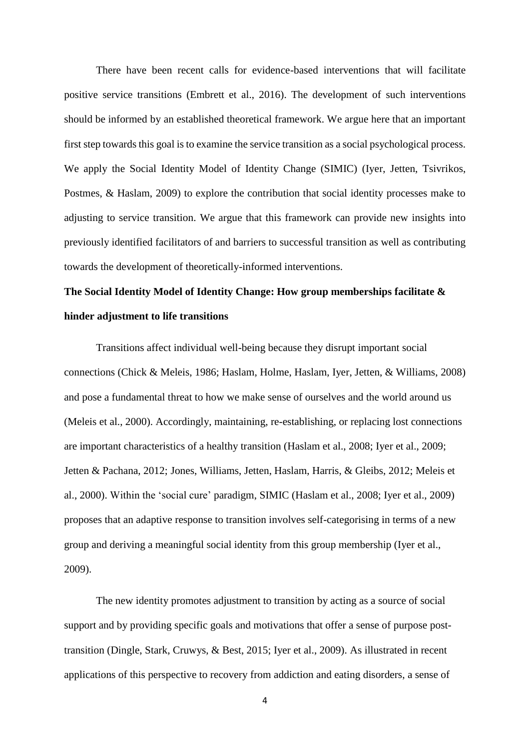There have been recent calls for evidence-based interventions that will facilitate positive service transitions (Embrett et al., 2016). The development of such interventions should be informed by an established theoretical framework. We argue here that an important first step towards this goal is to examine the service transition as a social psychological process. We apply the Social Identity Model of Identity Change (SIMIC) (Iyer, Jetten, Tsivrikos, Postmes, & Haslam, 2009) to explore the contribution that social identity processes make to adjusting to service transition. We argue that this framework can provide new insights into previously identified facilitators of and barriers to successful transition as well as contributing towards the development of theoretically-informed interventions.

**The Social Identity Model of Identity Change: How group memberships facilitate & hinder adjustment to life transitions**

Transitions affect individual well-being because they disrupt important social connections (Chick & Meleis, 1986; Haslam, Holme, Haslam, Iyer, Jetten, & Williams, 2008) and pose a fundamental threat to how we make sense of ourselves and the world around us (Meleis et al., 2000). Accordingly, maintaining, re-establishing, or replacing lost connections are important characteristics of a healthy transition (Haslam et al., 2008; Iyer et al., 2009; Jetten & Pachana, 2012; Jones, Williams, Jetten, Haslam, Harris, & Gleibs, 2012; Meleis et al., 2000). Within the 'social cure' paradigm, SIMIC (Haslam et al., 2008; Iyer et al., 2009) proposes that an adaptive response to transition involves self-categorising in terms of a new group and deriving a meaningful social identity from this group membership (Iyer et al., 2009).

The new identity promotes adjustment to transition by acting as a source of social support and by providing specific goals and motivations that offer a sense of purpose post-transition (Dingle, Stark, Cruwys, & Best, 2015; Iyer et al., 2009). As illustrated in recent applications of this perspective to recovery from addiction and eating disorders, a sense of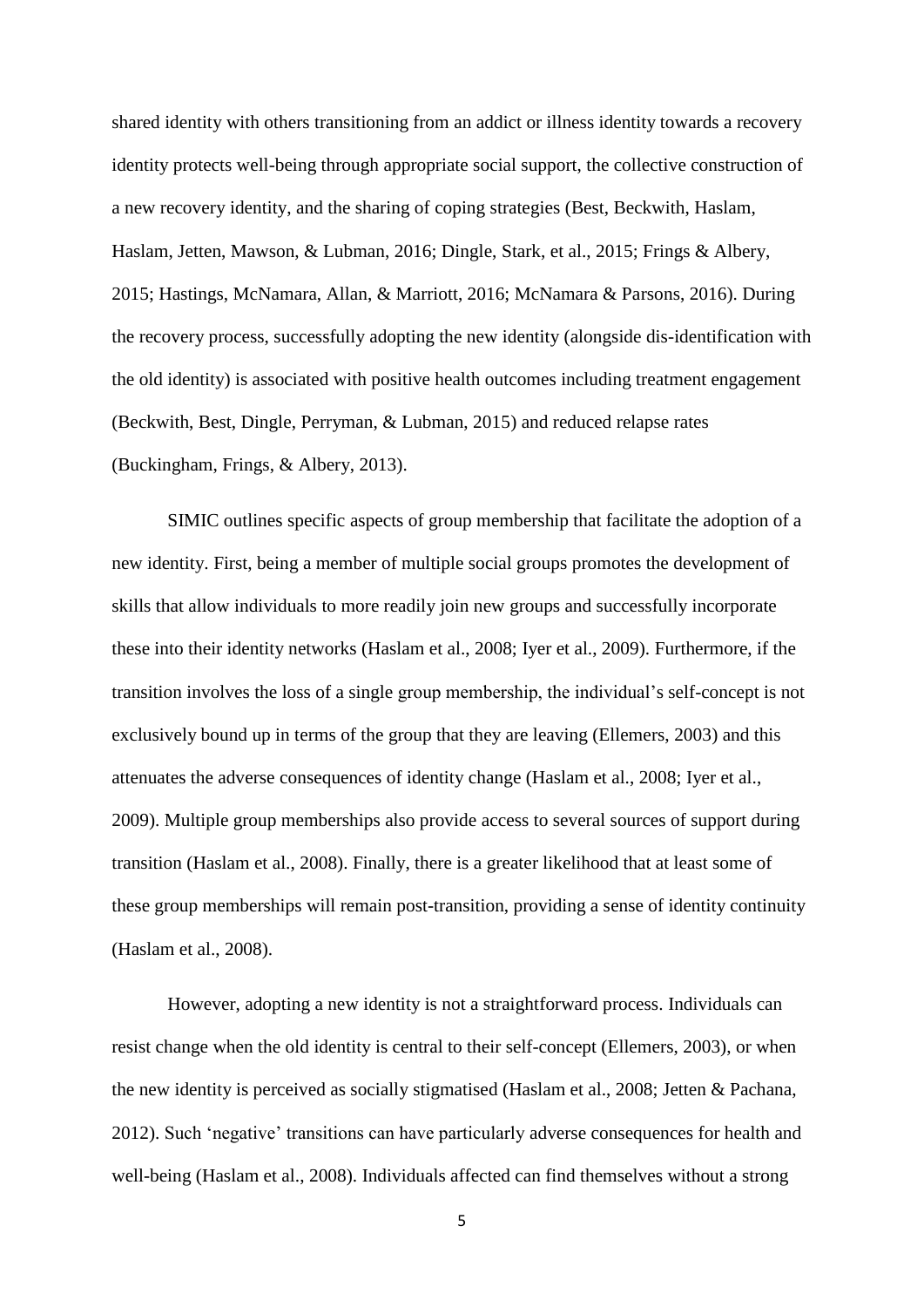shared identity with others transitioning from an addict or illness identity towards a recovery identity protects well-being through appropriate social support, the collective construction of a new recovery identity, and the sharing of coping strategies (Best, Beckwith, Haslam, Haslam, Jetten, Mawson, & Lubman, 2016; Dingle, Stark, et al., 2015; Frings & Albery, 2015; Hastings, McNamara, Allan, & Marriott, 2016; McNamara & Parsons, 2016). During the recovery process, successfully adopting the new identity (alongside dis-identification with the old identity) is associated with positive health outcomes including treatment engagement (Beckwith, Best, Dingle, Perryman, & Lubman, 2015) and reduced relapse rates (Buckingham, Frings, & Albery, 2013).

SIMIC outlines specific aspects of group membership that facilitate the adoption of a new identity. First, being a member of multiple social groups promotes the development of skills that allow individuals to more readily join new groups and successfully incorporate these into their identity networks (Haslam et al., 2008; Iyer et al., 2009). Furthermore, if the transition involves the loss of a single group membership, the individual's self-concept is not exclusively bound up in terms of the group that they are leaving (Ellemers, 2003) and this attenuates the adverse consequences of identity change (Haslam et al., 2008; Iyer et al., 2009). Multiple group memberships also provide access to several sources of support during transition (Haslam et al., 2008). Finally, there is a greater likelihood that at least some of these group memberships will remain post-transition, providing a sense of identity continuity (Haslam et al., 2008).

However, adopting a new identity is not a straightforward process. Individuals can resist change when the old identity is central to their self-concept (Ellemers, 2003), or when the new identity is perceived as socially stigmatised (Haslam et al., 2008; Jetten & Pachana, 2012). Such 'negative' transitions can have particularly adverse consequences for health and well-being (Haslam et al., 2008). Individuals affected can find themselves without a strong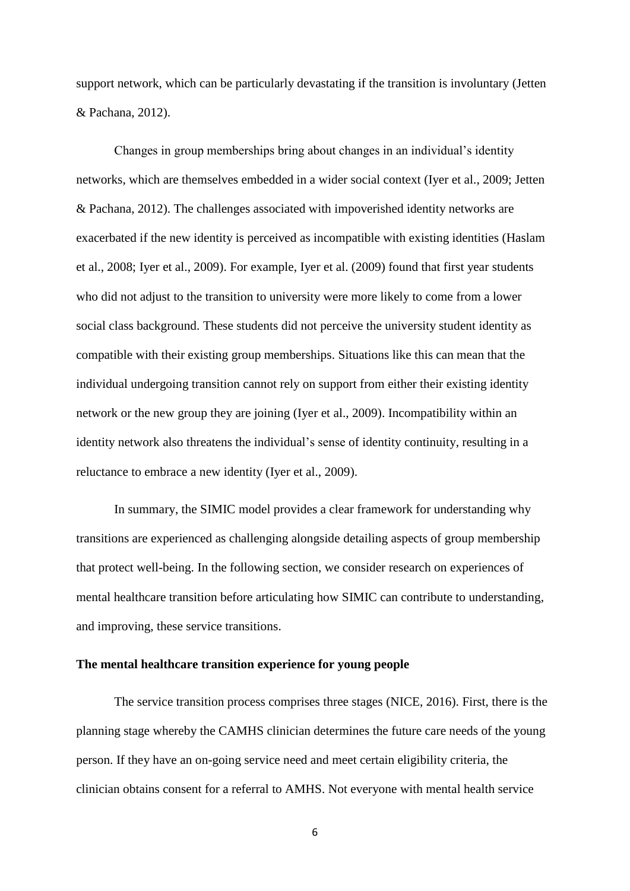support network, which can be particularly devastating if the transition is involuntary (Jetten & Pachana, 2012).

Changes in group memberships bring about changes in an individual's identity networks, which are themselves embedded in a wider social context (Iyer et al., 2009; Jetten & Pachana, 2012). The challenges associated with impoverished identity networks are exacerbated if the new identity is perceived as incompatible with existing identities (Haslam et al., 2008; Iyer et al., 2009). For example, Iyer et al. (2009) found that first year students who did not adjust to the transition to university were more likely to come from a lower social class background. These students did not perceive the university student identity as compatible with their existing group memberships. Situations like this can mean that the individual undergoing transition cannot rely on support from either their existing identity network or the new group they are joining (Iyer et al., 2009). Incompatibility within an identity network also threatens the individual's sense of identity continuity, resulting in a reluctance to embrace a new identity (Iyer et al., 2009).

In summary, the SIMIC model provides a clear framework for understanding why transitions are experienced as challenging alongside detailing aspects of group membership that protect well-being. In the following section, we consider research on experiences of mental healthcare transition before articulating how SIMIC can contribute to understanding, and improving, these service transitions.

## The mental healthcare transition experience for young people

The service transition process comprises three stages (NICE, 2016). First, there is the planning stage whereby the CAMHS clinician determines the future care needs of the young person. If they have an on-going service need and meet certain eligibility criteria, the clinician obtains consent for a referral to AMHS. Not everyone with mental health service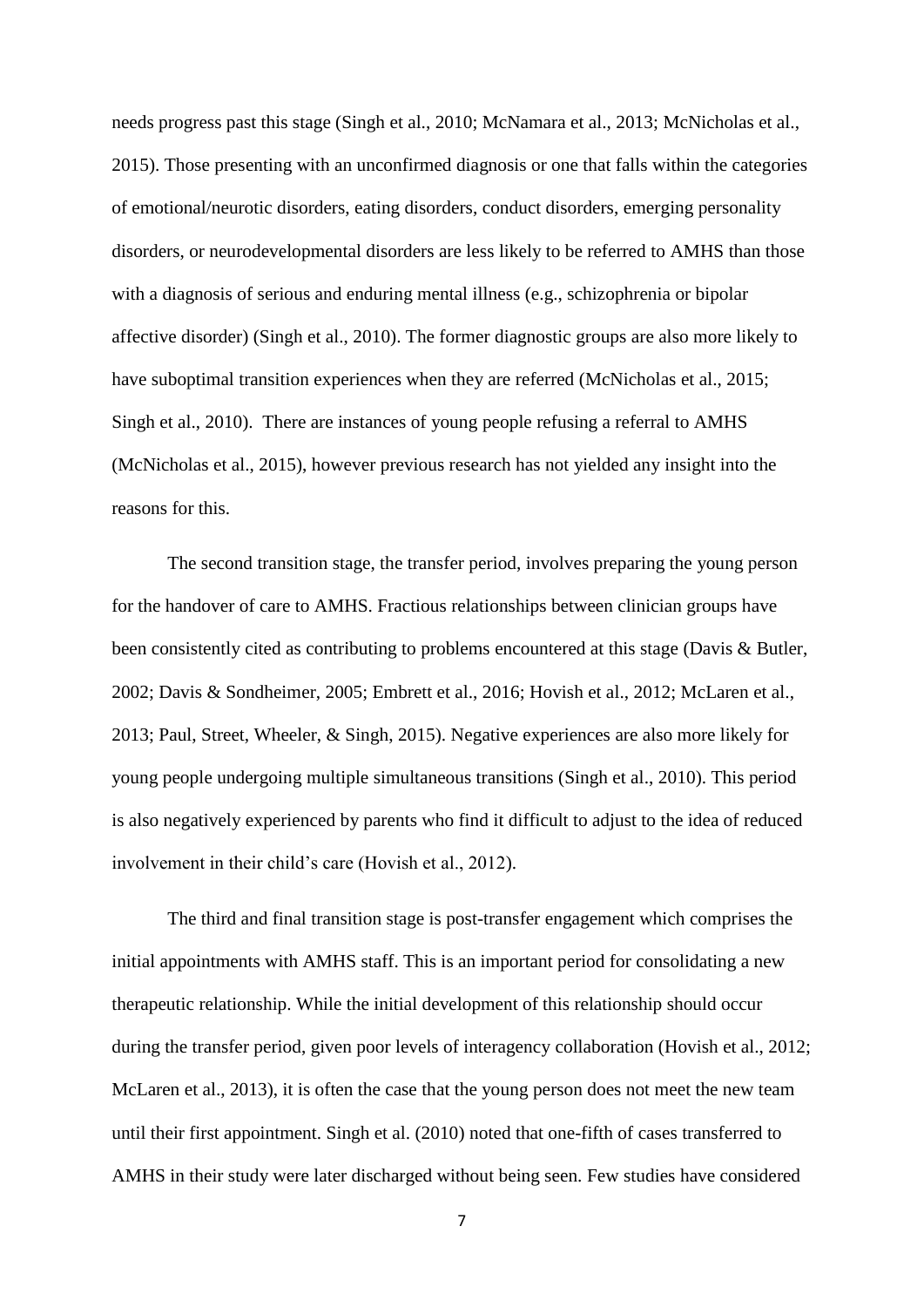needs progress past this stage (Singh et al., 2010; McNamara et al., 2013; McNicholas et al., 2015). Those presenting with an unconfirmed diagnosis or one that falls within the categories of emotional/neurotic disorders, eating disorders, conduct disorders, emerging personality disorders, or neurodevelopmental disorders are less likely to be referred to AMHS than those with a diagnosis of serious and enduring mental illness (e.g., schizophrenia or bipolar affective disorder) (Singh et al., 2010). The former diagnostic groups are also more likely to have suboptimal transition experiences when they are referred (McNicholas et al., 2015; Singh et al., 2010). There are instances of young people refusing a referral to AMHS (McNicholas et al., 2015), however previous research has not yielded any insight into the reasons for this.

The second transition stage, the transfer period, involves preparing the young person for the handover of care to AMHS. Fractious relationships between clinician groups have been consistently cited as contributing to problems encountered at this stage (Davis & Butler, 2002; Davis & Sondheimer, 2005; Embrett et al., 2016; Hovish et al., 2012; McLaren et al., 2013; Paul, Street, Wheeler, & Singh, 2015). Negative experiences are also more likely for young people undergoing multiple simultaneous transitions (Singh et al., 2010). This period is also negatively experienced by parents who find it difficult to adjust to the idea of reduced involvement in their child's care (Hovish et al., 2012).

The third and final transition stage is post-transfer engagement which comprises the initial appointments with AMHS staff. This is an important period for consolidating a new therapeutic relationship. While the initial development of this relationship should occur during the transfer period, given poor levels of interagency collaboration (Hovish et al., 2012; McLaren et al., 2013), it is often the case that the young person does not meet the new team until their first appointment. Singh et al. (2010) noted that one-fifth of cases transferred to AMHS in their study were later discharged without being seen. Few studies have considered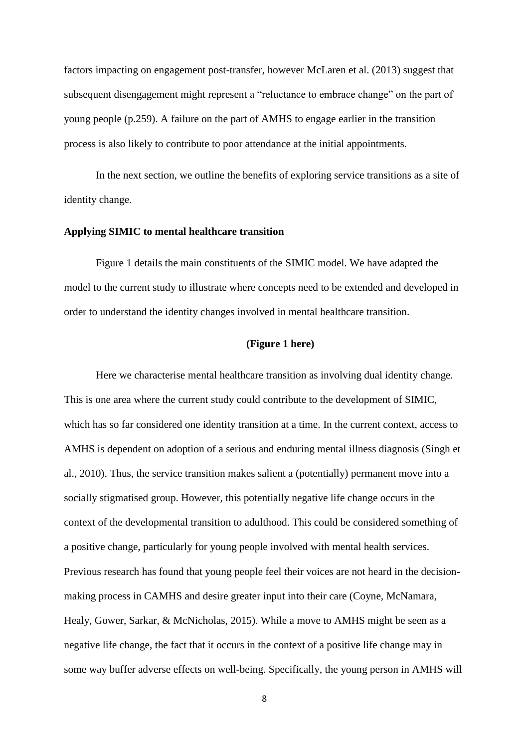factors impacting on engagement post-transfer, however McLaren et al. (2013) suggest that subsequent disengagement might represent a "reluctance to embrace change" on the part of young people (p.259). A failure on the part of AMHS to engage earlier in the transition process is also likely to contribute to poor attendance at the initial appointments.

In the next section, we outline the benefits of exploring service transitions as a site of identity change.

**Applying SIMIC to mental healthcare transition**

Figure 1 details the main constituents of the SIMIC model. We have adapted the model to the current study to illustrate where concepts need to be extended and developed in order to understand the identity changes involved in mental healthcare transition.

**(Figure 1 here)**

Here we characterise mental healthcare transition as involving dual identity change. This is one area where the current study could contribute to the development of SIMIC, which has so far considered one identity transition at a time. In the current context, access to AMHS is dependent on adoption of a serious and enduring mental illness diagnosis (Singh et al., 2010). Thus, the service transition makes salient a (potentially) permanent move into a socially stigmatised group. However, this potentially negative life change occurs in the context of the developmental transition to adulthood. This could be considered something of a positive change, particularly for young people involved with mental health services. Previous research has found that young people feel their voices are not heard in the decision-making process in CAMHS and desire greater input into their care (Coyne, McNamara, Healy, Gower, Sarkar, & McNicholas, 2015). While a move to AMHS might be seen as a negative life change, the fact that it occurs in the context of a positive life change may in some way buffer adverse effects on well-being. Specifically, the young person in AMHS will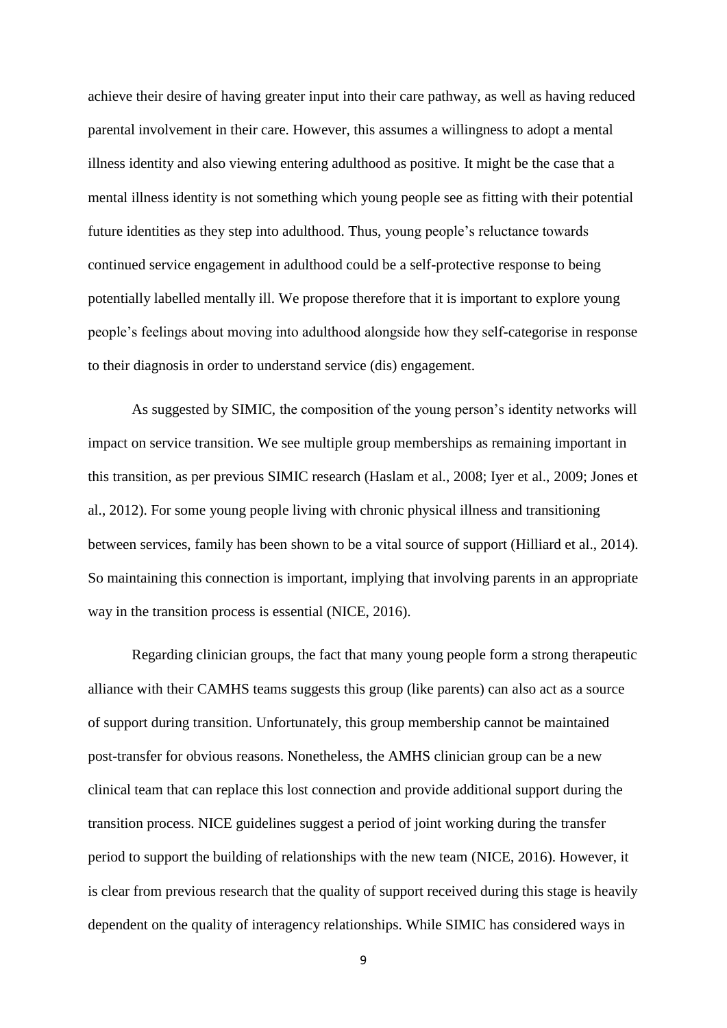achieve their desire of having greater input into their care pathway, as well as having reduced parental involvement in their care. However, this assumes a willingness to adopt a mental illness identity and also viewing entering adulthood as positive. It might be the case that a mental illness identity is not something which young people see as fitting with their potential future identities as they step into adulthood. Thus, young people's reluctance towards continued service engagement in adulthood could be a self-protective response to being potentially labelled mentally ill. We propose therefore that it is important to explore young people's feelings about moving into adulthood alongside how they self-categorise in response to their diagnosis in order to understand service (dis) engagement.

As suggested by SIMIC, the composition of the young person's identity networks will impact on service transition. We see multiple group memberships as remaining important in this transition, as per previous SIMIC research (Haslam et al., 2008; Iyer et al., 2009; Jones et al., 2012). For some young people living with chronic physical illness and transitioning between services, family has been shown to be a vital source of support (Hilliard et al., 2014). So maintaining this connection is important, implying that involving parents in an appropriate way in the transition process is essential (NICE, 2016).

Regarding clinician groups, the fact that many young people form a strong therapeutic alliance with their CAMHS teams suggests this group (like parents) can also act as a source of support during transition. Unfortunately, this group membership cannot be maintained post-transfer for obvious reasons. Nonetheless, the AMHS clinician group can be a new clinical team that can replace this lost connection and provide additional support during the transition process. NICE guidelines suggest a period of joint working during the transfer period to support the building of relationships with the new team (NICE, 2016). However, it is clear from previous research that the quality of support received during this stage is heavily dependent on the quality of interagency relationships. While SIMIC has considered ways in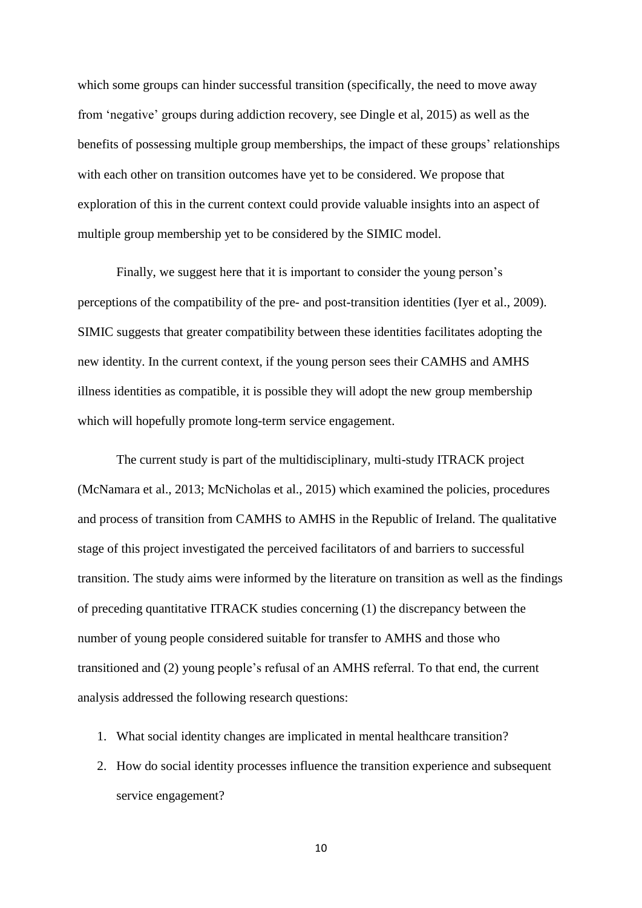which some groups can hinder successful transition (specifically, the need to move away from 'negative' groups during addiction recovery, see Dingle et al, 2015) as well as the benefits of possessing multiple group memberships, the impact of these groups' relationships with each other on transition outcomes have yet to be considered. We propose that exploration of this in the current context could provide valuable insights into an aspect of multiple group membership yet to be considered by the SIMIC model.

Finally, we suggest here that it is important to consider the young person's perceptions of the compatibility of the pre- and post-transition identities (Iyer et al., 2009). SIMIC suggests that greater compatibility between these identities facilitates adopting the new identity. In the current context, if the young person sees their CAMHS and AMHS illness identities as compatible, it is possible they will adopt the new group membership which will hopefully promote long-term service engagement.

The current study is part of the multidisciplinary, multi-study ITRACK project (McNamara et al., 2013; McNicholas et al., 2015) which examined the policies, procedures and process of transition from CAMHS to AMHS in the Republic of Ireland. The qualitative stage of this project investigated the perceived facilitators of and barriers to successful transition. The study aims were informed by the literature on transition as well as the findings of preceding quantitative ITRACK studies concerning (1) the discrepancy between the number of young people considered suitable for transfer to AMHS and those who transitioned and (2) young people's refusal of an AMHS referral. To that end, the current analysis addressed the following research questions:

1. What social identity changes are implicated in mental healthcare transition?
2. How do social identity processes influence the transition experience and subsequent service engagement?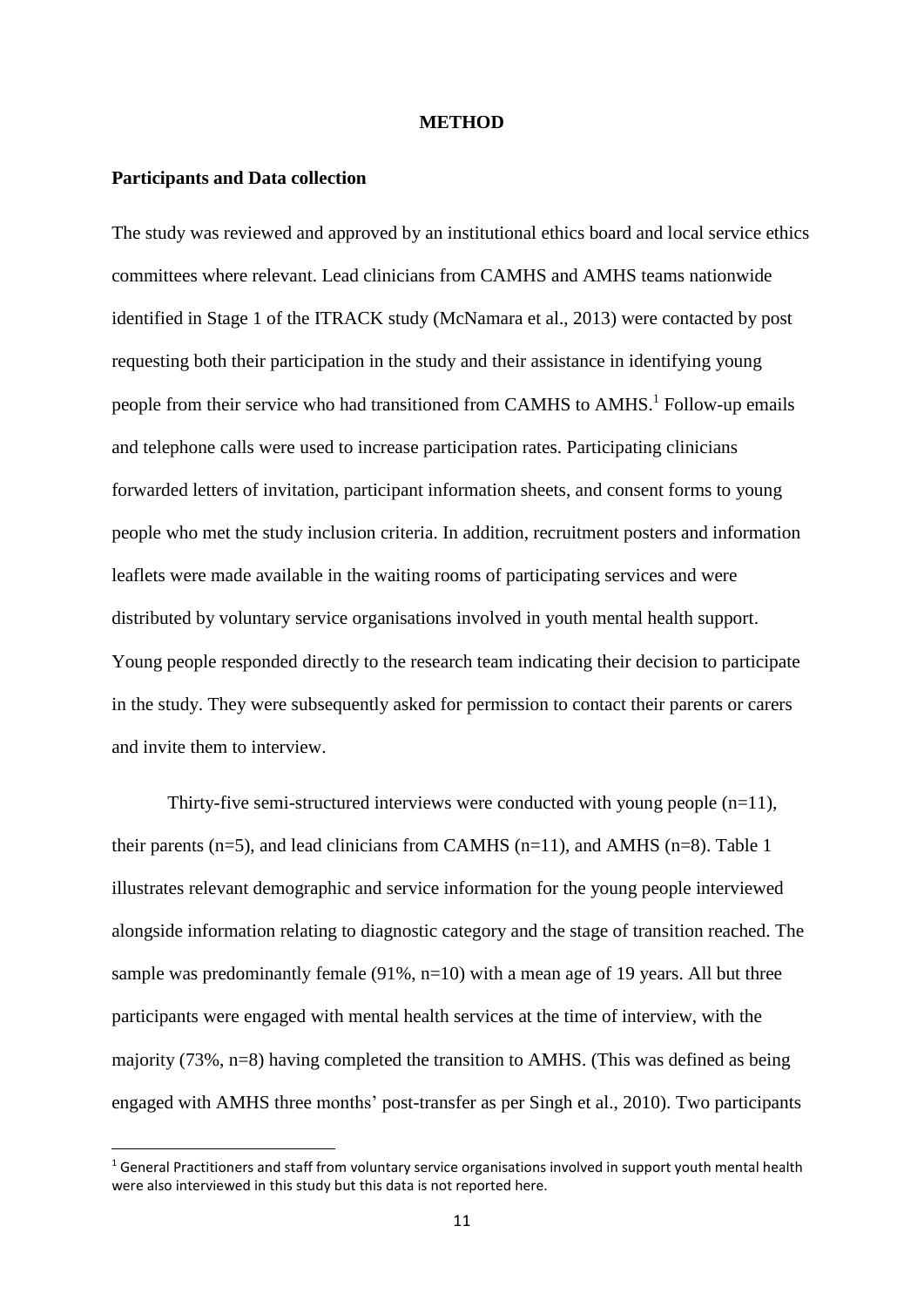## METHOD

### Participants and Data collection

The study was reviewed and approved by an institutional ethics board and local service ethics committees where relevant. Lead clinicians from CAMHS and AMHS teams nationwide identified in Stage 1 of the ITRACK study (McNamara et al., 2013) were contacted by post requesting both their participation in the study and their assistance in identifying young people from their service who had transitioned from CAMHS to AMHS.[1] Follow-up emails and telephone calls were used to increase participation rates. Participating clinicians forwarded letters of invitation, participant information sheets, and consent forms to young people who met the study inclusion criteria. In addition, recruitment posters and information leaflets were made available in the waiting rooms of participating services and were distributed by voluntary service organisations involved in youth mental health support. Young people responded directly to the research team indicating their decision to participate in the study. They were subsequently asked for permission to contact their parents or carers and invite them to interview.

Thirty-five semi-structured interviews were conducted with young people (n=11), their parents (n=5), and lead clinicians from CAMHS (n=11), and AMHS (n=8). Table 1 illustrates relevant demographic and service information for the young people interviewed alongside information relating to diagnostic category and the stage of transition reached. The sample was predominantly female (91%, n=10) with a mean age of 19 years. All but three participants were engaged with mental health services at the time of interview, with the majority (73%, n=8) having completed the transition to AMHS. (This was defined as being engaged with AMHS three months' post-transfer as per Singh et al., 2010). Two participants

[1] General Practitioners and staff from voluntary service organisations involved in support youth mental health were also interviewed in this study but this data is not reported here.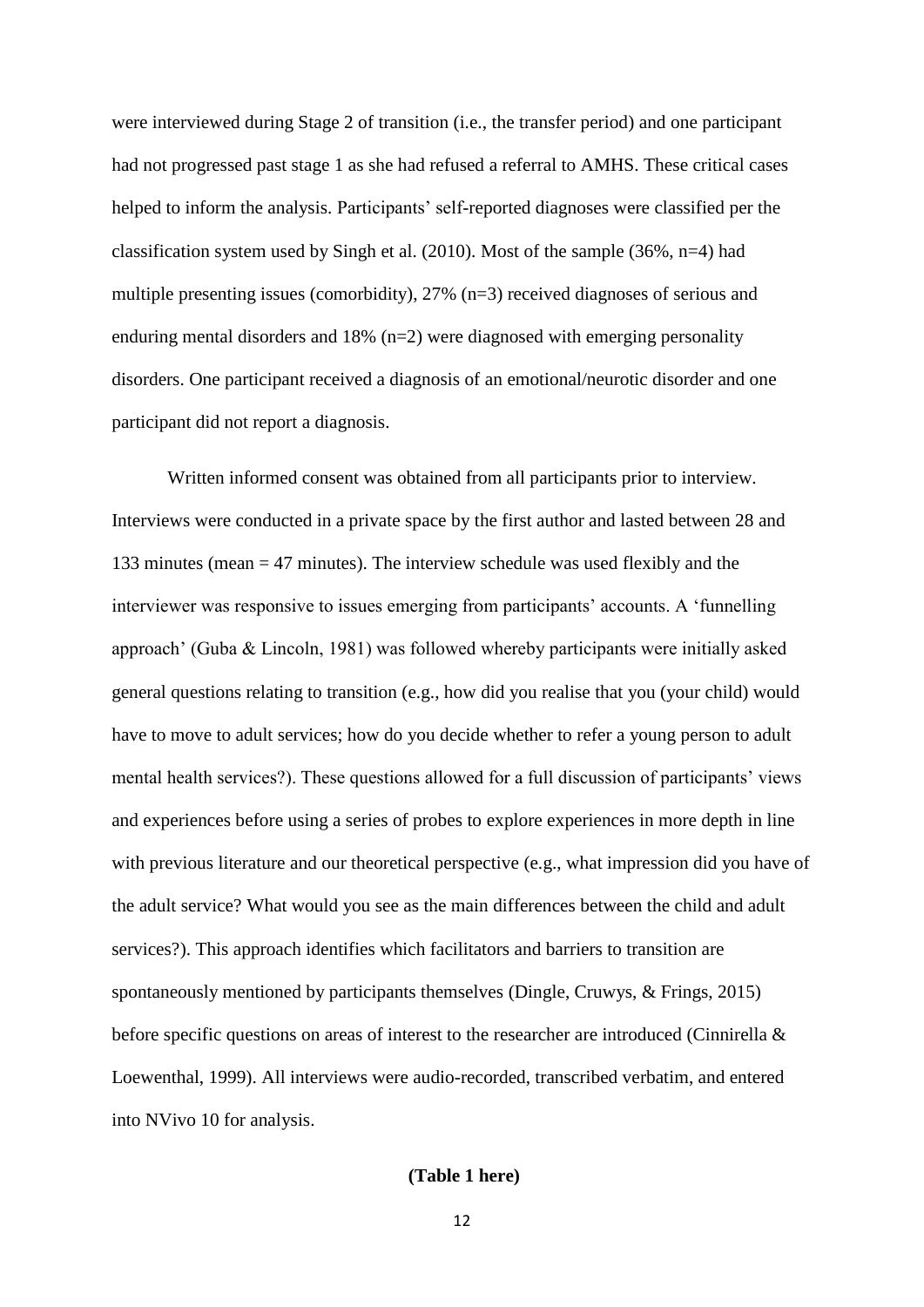were interviewed during Stage 2 of transition (i.e., the transfer period) and one participant had not progressed past stage 1 as she had refused a referral to AMHS. These critical cases helped to inform the analysis. Participants' self-reported diagnoses were classified per the classification system used by Singh et al. (2010). Most of the sample (36%, n=4) had multiple presenting issues (comorbidity), 27% (n=3) received diagnoses of serious and enduring mental disorders and 18% (n=2) were diagnosed with emerging personality disorders. One participant received a diagnosis of an emotional/neurotic disorder and one participant did not report a diagnosis.

Written informed consent was obtained from all participants prior to interview. Interviews were conducted in a private space by the first author and lasted between 28 and 133 minutes (mean = 47 minutes). The interview schedule was used flexibly and the interviewer was responsive to issues emerging from participants' accounts. A 'funnelling approach' (Guba & Lincoln, 1981) was followed whereby participants were initially asked general questions relating to transition (e.g., how did you realise that you (your child) would have to move to adult services; how do you decide whether to refer a young person to adult mental health services?). These questions allowed for a full discussion of participants' views and experiences before using a series of probes to explore experiences in more depth in line with previous literature and our theoretical perspective (e.g., what impression did you have of the adult service? What would you see as the main differences between the child and adult services?). This approach identifies which facilitators and barriers to transition are spontaneously mentioned by participants themselves (Dingle, Cruwys, & Frings, 2015) before specific questions on areas of interest to the researcher are introduced (Cinnirella & Loewenthal, 1999). All interviews were audio-recorded, transcribed verbatim, and entered into NVivo 10 for analysis.

**(Table 1 here)**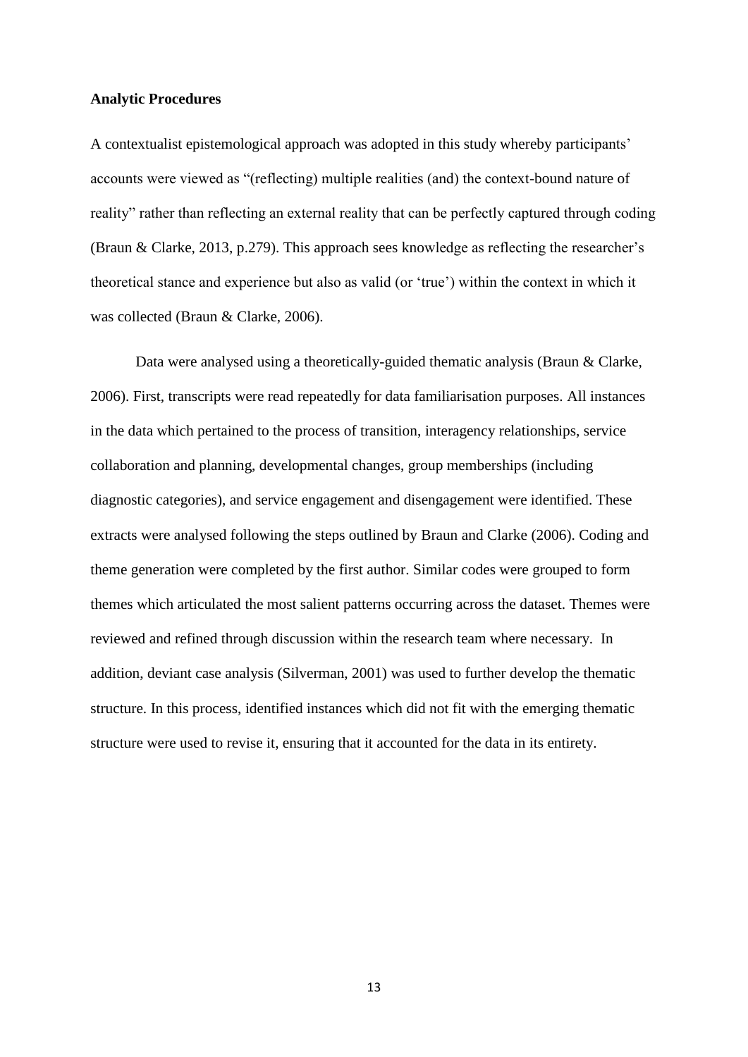**Analytic Procedures**

A contextualist epistemological approach was adopted in this study whereby participants' accounts were viewed as "(reflecting) multiple realities (and) the context-bound nature of reality" rather than reflecting an external reality that can be perfectly captured through coding (Braun & Clarke, 2013, p.279). This approach sees knowledge as reflecting the researcher's theoretical stance and experience but also as valid (or 'true') within the context in which it was collected (Braun & Clarke, 2006).

Data were analysed using a theoretically-guided thematic analysis (Braun & Clarke, 2006). First, transcripts were read repeatedly for data familiarisation purposes. All instances in the data which pertained to the process of transition, interagency relationships, service collaboration and planning, developmental changes, group memberships (including diagnostic categories), and service engagement and disengagement were identified. These extracts were analysed following the steps outlined by Braun and Clarke (2006). Coding and theme generation were completed by the first author. Similar codes were grouped to form themes which articulated the most salient patterns occurring across the dataset. Themes were reviewed and refined through discussion within the research team where necessary. In addition, deviant case analysis (Silverman, 2001) was used to further develop the thematic structure. In this process, identified instances which did not fit with the emerging thematic structure were used to revise it, ensuring that it accounted for the data in its entirety.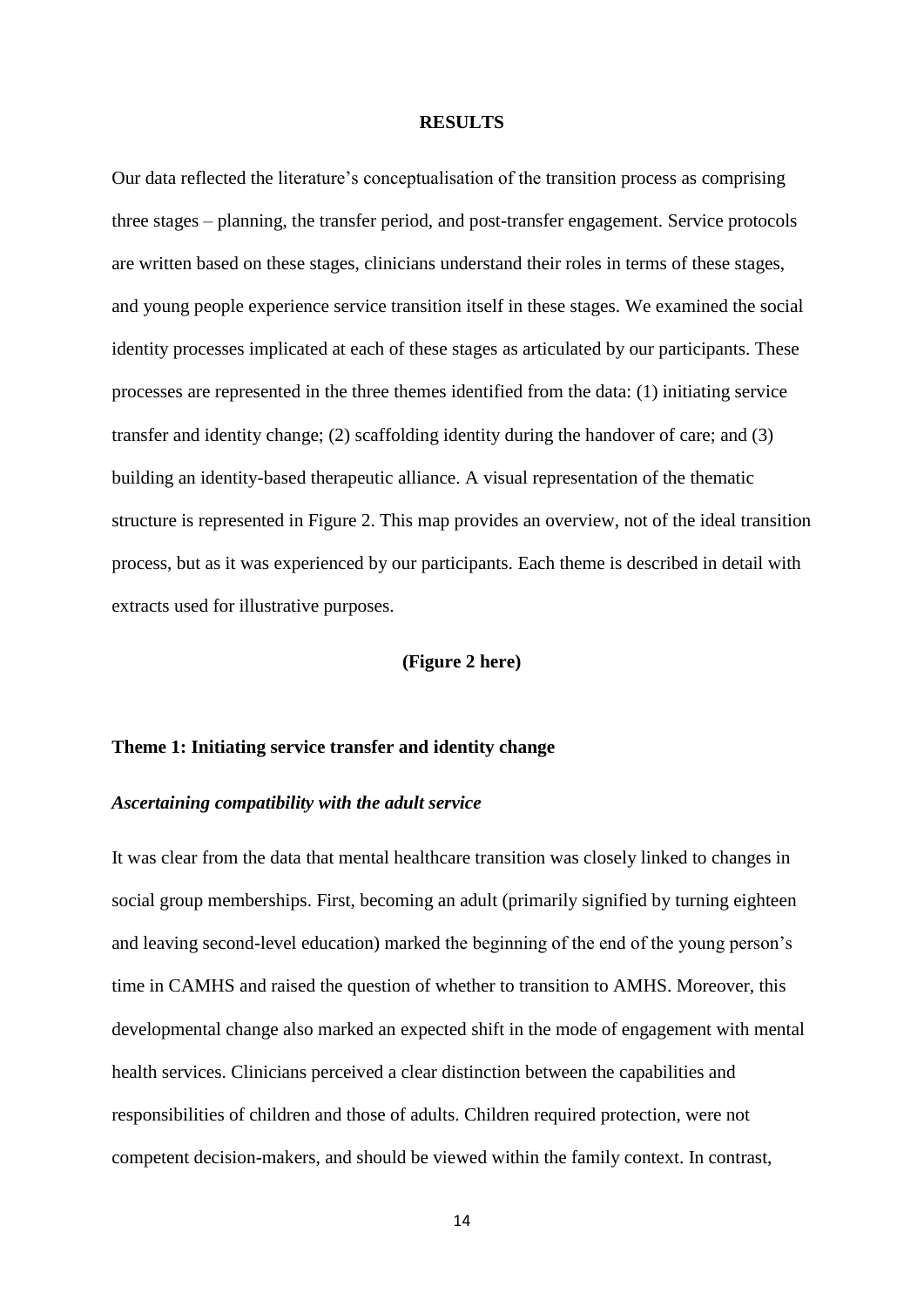## RESULTS

Our data reflected the literature's conceptualisation of the transition process as comprising three stages – planning, the transfer period, and post-transfer engagement. Service protocols are written based on these stages, clinicians understand their roles in terms of these stages, and young people experience service transition itself in these stages. We examined the social identity processes implicated at each of these stages as articulated by our participants. These processes are represented in the three themes identified from the data: (1) initiating service transfer and identity change; (2) scaffolding identity during the handover of care; and (3) building an identity-based therapeutic alliance. A visual representation of the thematic structure is represented in Figure 2. This map provides an overview, not of the ideal transition process, but as it was experienced by our participants. Each theme is described in detail with extracts used for illustrative purposes.

**(Figure 2 here)**

### Theme 1: Initiating service transfer and identity change

#### *Ascertaining compatibility with the adult service*

It was clear from the data that mental healthcare transition was closely linked to changes in social group memberships. First, becoming an adult (primarily signified by turning eighteen and leaving second-level education) marked the beginning of the end of the young person's time in CAMHS and raised the question of whether to transition to AMHS. Moreover, this developmental change also marked an expected shift in the mode of engagement with mental health services. Clinicians perceived a clear distinction between the capabilities and responsibilities of children and those of adults. Children required protection, were not competent decision-makers, and should be viewed within the family context. In contrast,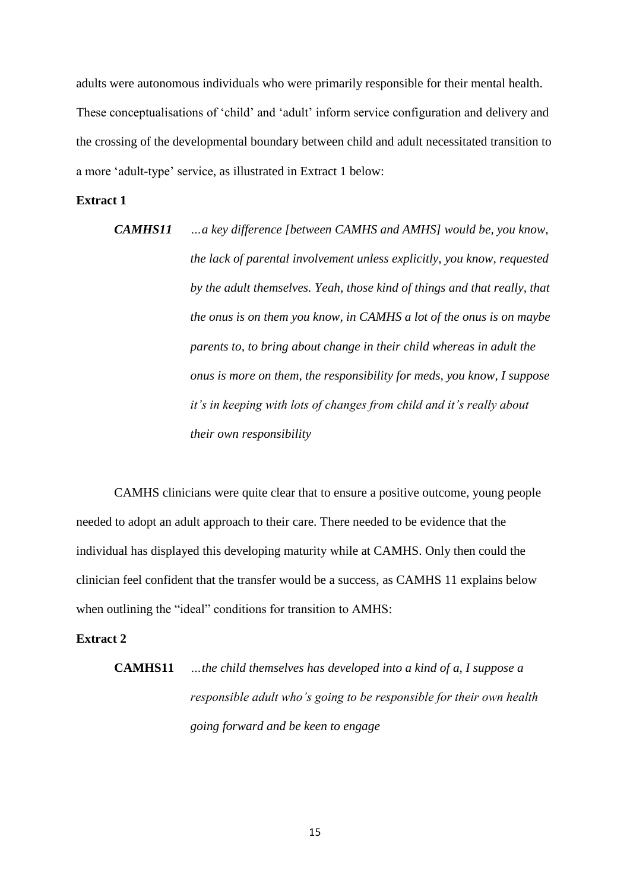adults were autonomous individuals who were primarily responsible for their mental health. These conceptualisations of 'child' and 'adult' inform service configuration and delivery and the crossing of the developmental boundary between child and adult necessitated transition to a more 'adult-type' service, as illustrated in Extract 1 below:

**Extract 1**

> ***CAMHS11*** *…a key difference [between CAMHS and AMHS] would be, you know, the lack of parental involvement unless explicitly, you know, requested by the adult themselves. Yeah, those kind of things and that really, that the onus is on them you know, in CAMHS a lot of the onus is on maybe parents to, to bring about change in their child whereas in adult the onus is more on them, the responsibility for meds, you know, I suppose it's in keeping with lots of changes from child and it's really about their own responsibility*

CAMHS clinicians were quite clear that to ensure a positive outcome, young people needed to adopt an adult approach to their care. There needed to be evidence that the individual has displayed this developing maturity while at CAMHS. Only then could the clinician feel confident that the transfer would be a success, as CAMHS 11 explains below when outlining the "ideal" conditions for transition to AMHS:

**Extract 2**

> **CAMHS11** *…the child themselves has developed into a kind of a, I suppose a responsible adult who's going to be responsible for their own health going forward and be keen to engage*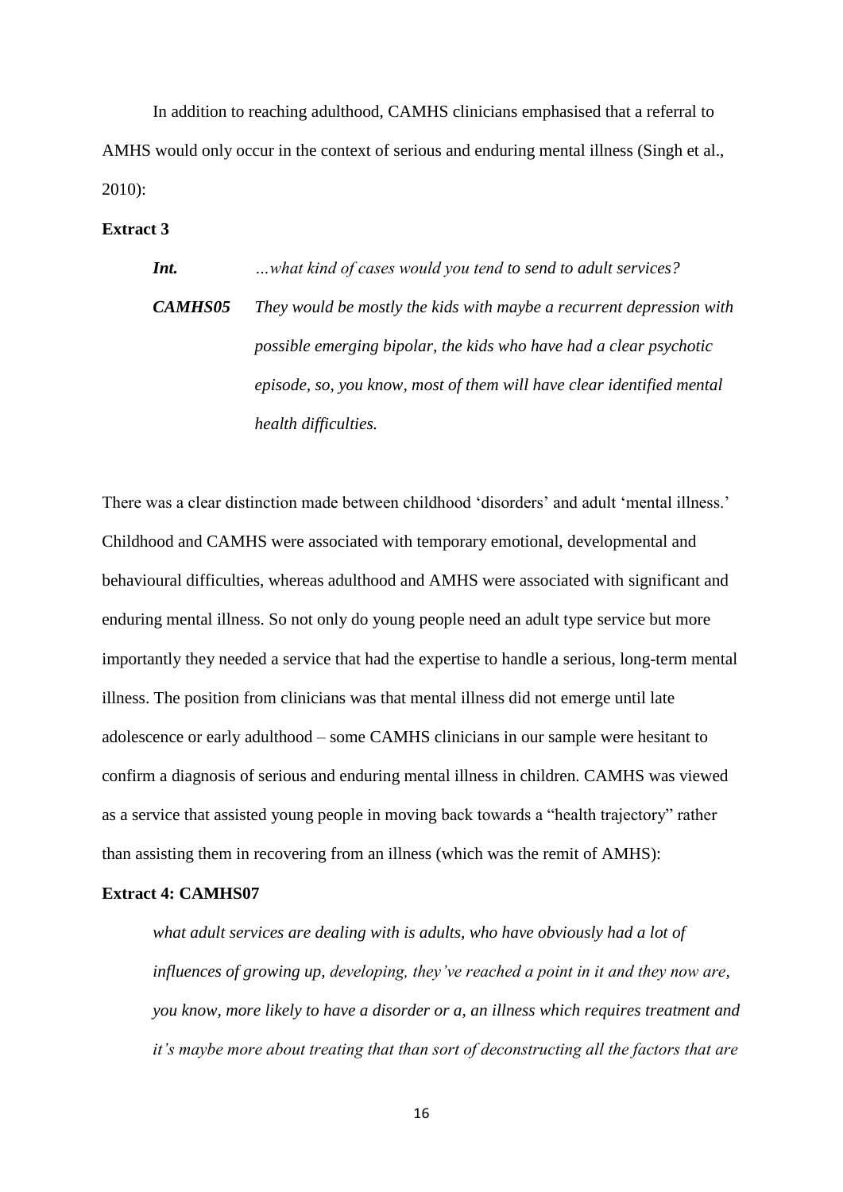In addition to reaching adulthood, CAMHS clinicians emphasised that a referral to AMHS would only occur in the context of serious and enduring mental illness (Singh et al., 2010):

**Extract 3**

> ***Int.*** *…what kind of cases would you tend to send to adult services?*
>
> ***CAMHS05*** *They would be mostly the kids with maybe a recurrent depression with possible emerging bipolar, the kids who have had a clear psychotic episode, so, you know, most of them will have clear identified mental health difficulties.*

There was a clear distinction made between childhood 'disorders' and adult 'mental illness.' Childhood and CAMHS were associated with temporary emotional, developmental and behavioural difficulties, whereas adulthood and AMHS were associated with significant and enduring mental illness. So not only do young people need an adult type service but more importantly they needed a service that had the expertise to handle a serious, long-term mental illness. The position from clinicians was that mental illness did not emerge until late adolescence or early adulthood – some CAMHS clinicians in our sample were hesitant to confirm a diagnosis of serious and enduring mental illness in children. CAMHS was viewed as a service that assisted young people in moving back towards a "health trajectory" rather than assisting them in recovering from an illness (which was the remit of AMHS):

**Extract 4: CAMHS07**

> *what adult services are dealing with is adults, who have obviously had a lot of influences of growing up, developing, they've reached a point in it and they now are, you know, more likely to have a disorder or a, an illness which requires treatment and it's maybe more about treating that than sort of deconstructing all the factors that are*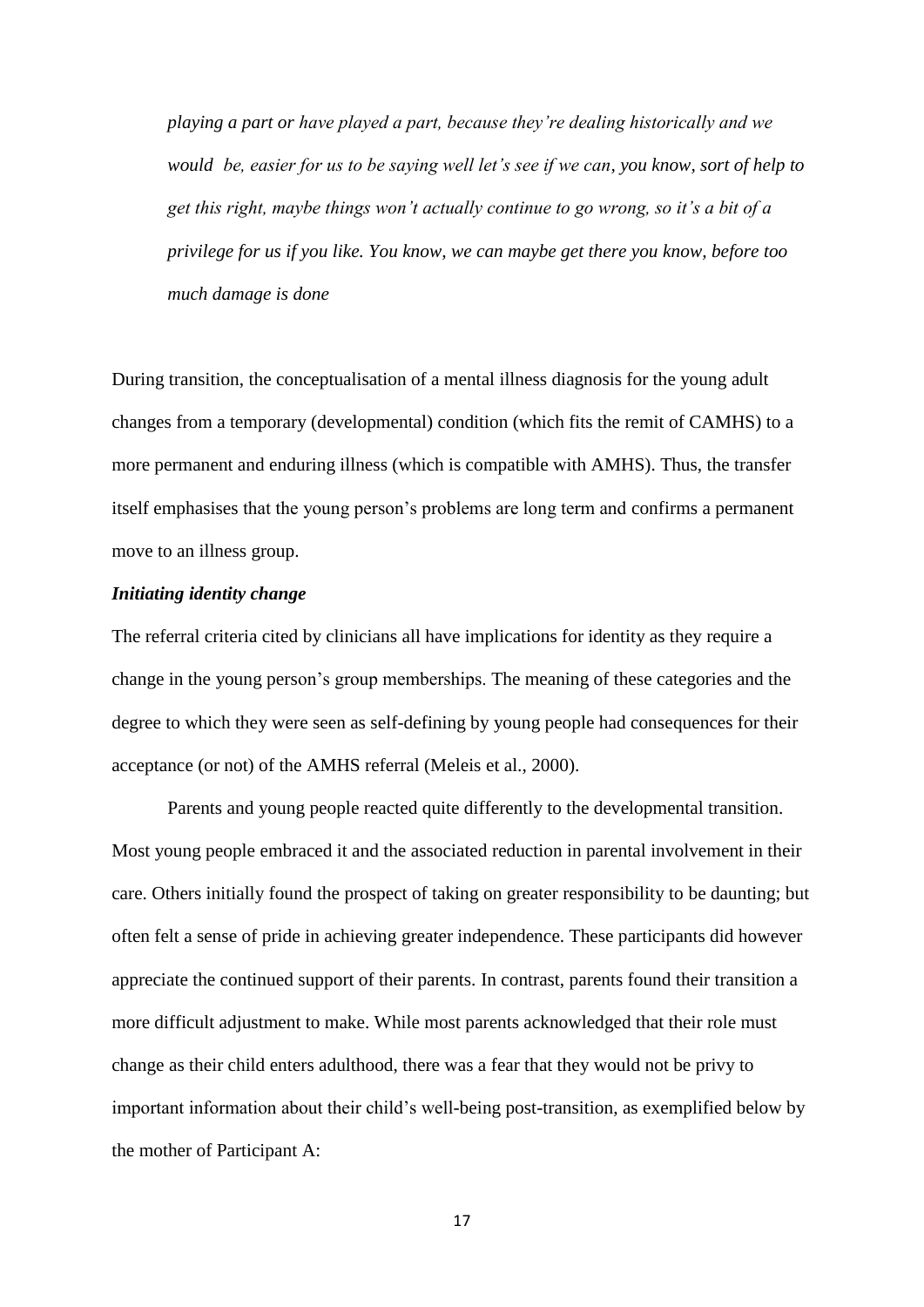*playing a part or have played a part, because they're dealing historically and we would be, easier for us to be saying well let's see if we can, you know, sort of help to get this right, maybe things won't actually continue to go wrong, so it's a bit of a privilege for us if you like. You know, we can maybe get there you know, before too much damage is done*

During transition, the conceptualisation of a mental illness diagnosis for the young adult changes from a temporary (developmental) condition (which fits the remit of CAMHS) to a more permanent and enduring illness (which is compatible with AMHS). Thus, the transfer itself emphasises that the young person's problems are long term and confirms a permanent move to an illness group.

***Initiating identity change***

The referral criteria cited by clinicians all have implications for identity as they require a change in the young person's group memberships. The meaning of these categories and the degree to which they were seen as self-defining by young people had consequences for their acceptance (or not) of the AMHS referral (Meleis et al., 2000).

Parents and young people reacted quite differently to the developmental transition. Most young people embraced it and the associated reduction in parental involvement in their care. Others initially found the prospect of taking on greater responsibility to be daunting; but often felt a sense of pride in achieving greater independence. These participants did however appreciate the continued support of their parents. In contrast, parents found their transition a more difficult adjustment to make. While most parents acknowledged that their role must change as their child enters adulthood, there was a fear that they would not be privy to important information about their child's well-being post-transition, as exemplified below by the mother of Participant A: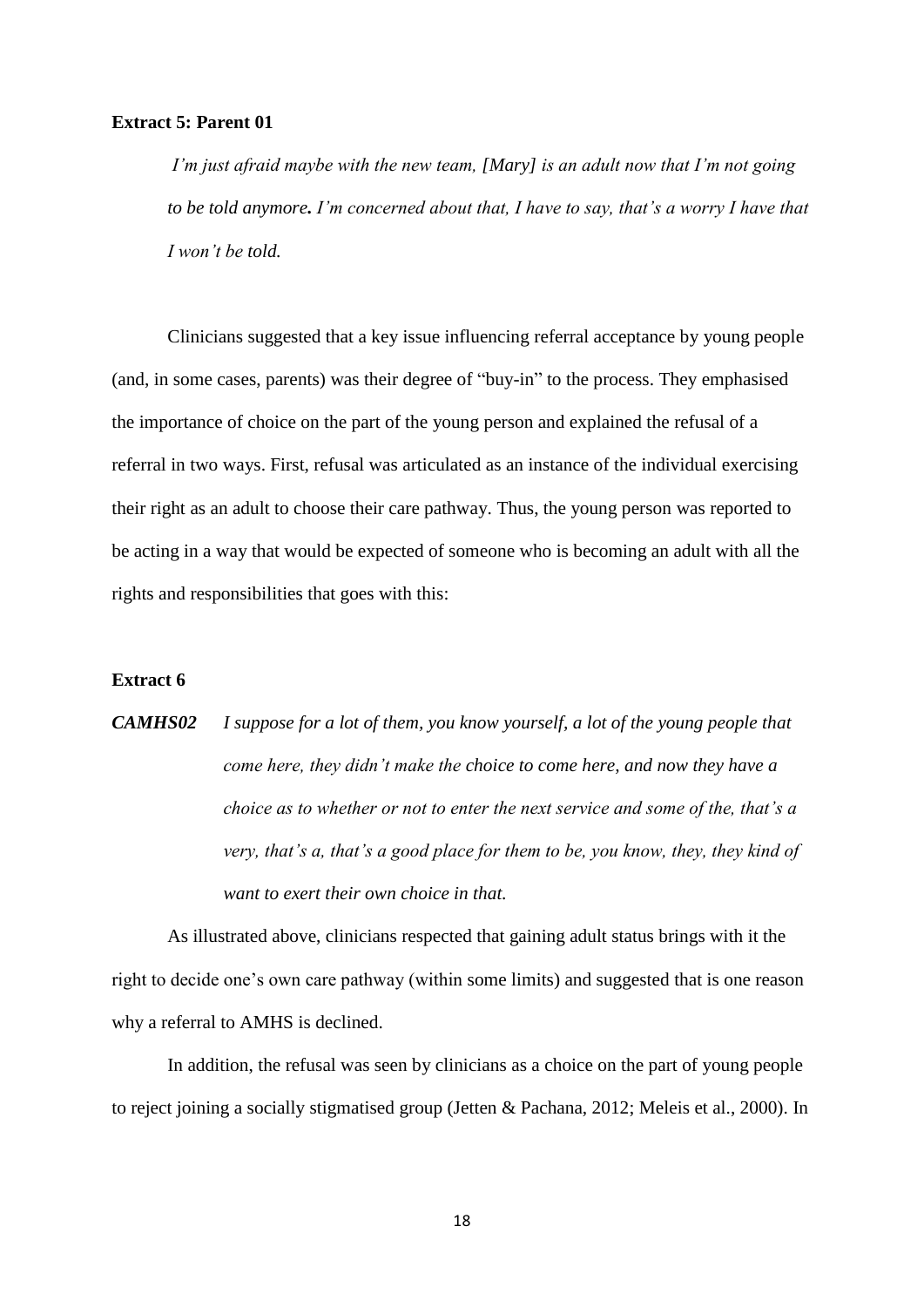**Extract 5: Parent 01**

> *I'm just afraid maybe with the new team, [Mary] is an adult now that I'm not going to be told anymore. I'm concerned about that, I have to say, that's a worry I have that I won't be told.*

Clinicians suggested that a key issue influencing referral acceptance by young people (and, in some cases, parents) was their degree of "buy-in" to the process. They emphasised the importance of choice on the part of the young person and explained the refusal of a referral in two ways. First, refusal was articulated as an instance of the individual exercising their right as an adult to choose their care pathway. Thus, the young person was reported to be acting in a way that would be expected of someone who is becoming an adult with all the rights and responsibilities that goes with this:

**Extract 6**

***CAMHS02*** *I suppose for a lot of them, you know yourself, a lot of the young people that come here, they didn't make the choice to come here, and now they have a choice as to whether or not to enter the next service and some of the, that's a very, that's a, that's a good place for them to be, you know, they, they kind of want to exert their own choice in that.*

As illustrated above, clinicians respected that gaining adult status brings with it the right to decide one's own care pathway (within some limits) and suggested that is one reason why a referral to AMHS is declined.

In addition, the refusal was seen by clinicians as a choice on the part of young people to reject joining a socially stigmatised group (Jetten & Pachana, 2012; Meleis et al., 2000). In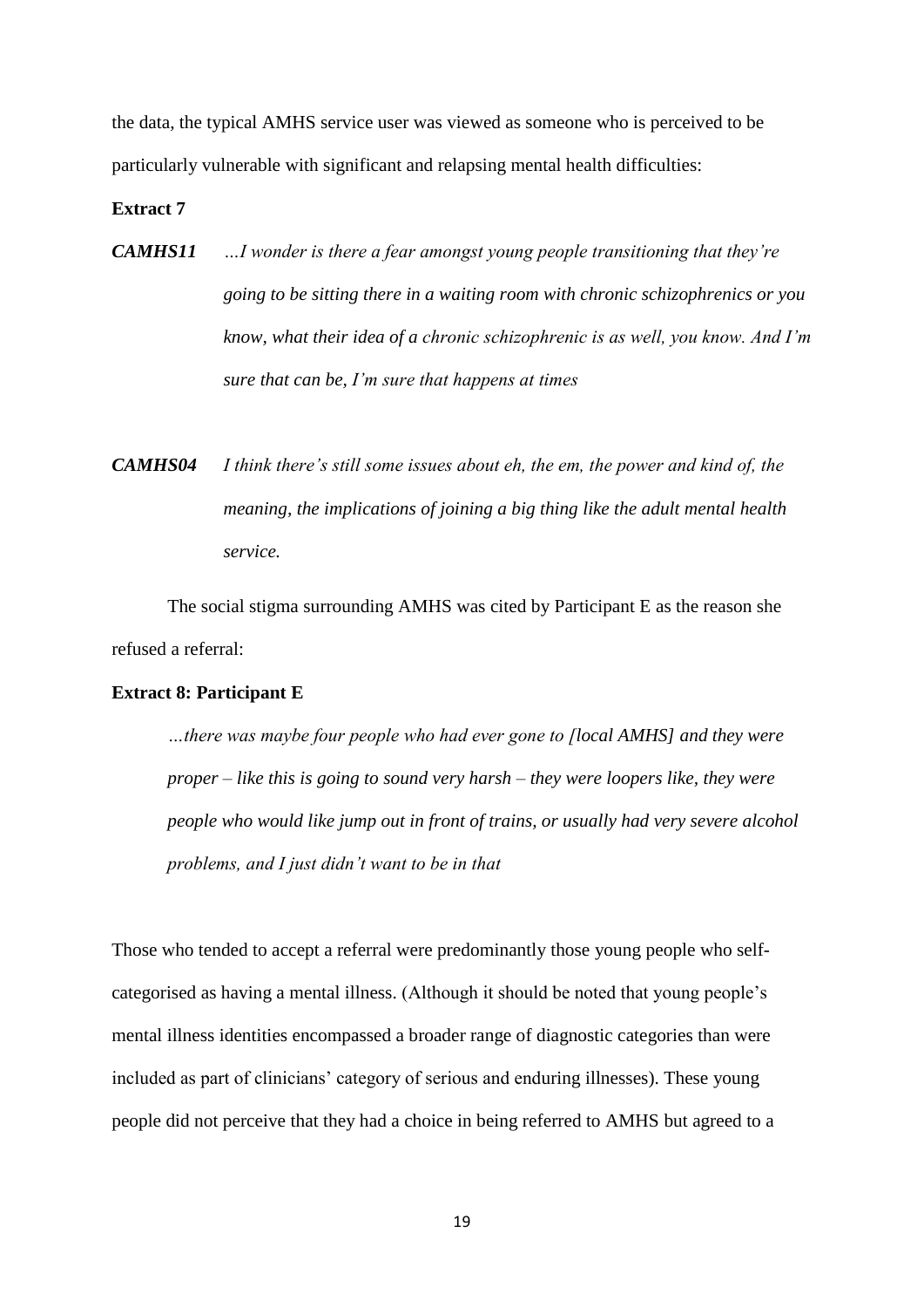the data, the typical AMHS service user was viewed as someone who is perceived to be particularly vulnerable with significant and relapsing mental health difficulties:

**Extract 7**

***CAMHS11*** *…I wonder is there a fear amongst young people transitioning that they're going to be sitting there in a waiting room with chronic schizophrenics or you know, what their idea of a chronic schizophrenic is as well, you know. And I'm sure that can be, I'm sure that happens at times*

***CAMHS04*** *I think there's still some issues about eh, the em, the power and kind of, the meaning, the implications of joining a big thing like the adult mental health service.*

The social stigma surrounding AMHS was cited by Participant E as the reason she refused a referral:

**Extract 8: Participant E**

*…there was maybe four people who had ever gone to [local AMHS] and they were proper – like this is going to sound very harsh – they were loopers like, they were people who would like jump out in front of trains, or usually had very severe alcohol problems, and I just didn't want to be in that*

Those who tended to accept a referral were predominantly those young people who self-categorised as having a mental illness. (Although it should be noted that young people's mental illness identities encompassed a broader range of diagnostic categories than were included as part of clinicians' category of serious and enduring illnesses). These young people did not perceive that they had a choice in being referred to AMHS but agreed to a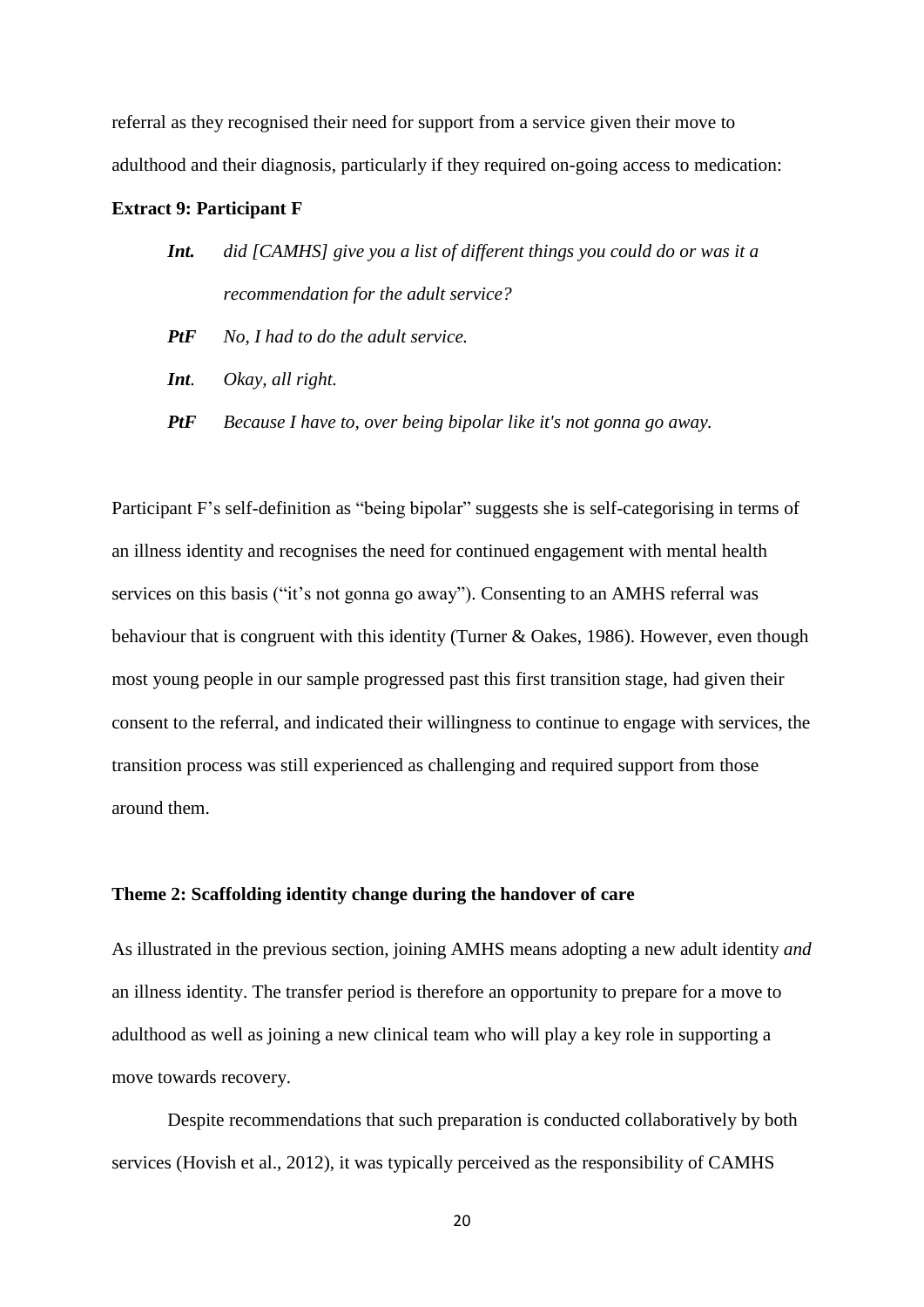referral as they recognised their need for support from a service given their move to adulthood and their diagnosis, particularly if they required on-going access to medication:

**Extract 9: Participant F**

> ***Int.*** *did [CAMHS] give you a list of different things you could do or was it a recommendation for the adult service?*
>
> ***PtF*** *No, I had to do the adult service.*
>
> ***Int.*** *Okay, all right.*
>
> ***PtF*** *Because I have to, over being bipolar like it's not gonna go away.*

Participant F's self-definition as "being bipolar" suggests she is self-categorising in terms of an illness identity and recognises the need for continued engagement with mental health services on this basis ("it's not gonna go away"). Consenting to an AMHS referral was behaviour that is congruent with this identity (Turner & Oakes, 1986). However, even though most young people in our sample progressed past this first transition stage, had given their consent to the referral, and indicated their willingness to continue to engage with services, the transition process was still experienced as challenging and required support from those around them.

### Theme 2: Scaffolding identity change during the handover of care

As illustrated in the previous section, joining AMHS means adopting a new adult identity *and* an illness identity. The transfer period is therefore an opportunity to prepare for a move to adulthood as well as joining a new clinical team who will play a key role in supporting a move towards recovery.

Despite recommendations that such preparation is conducted collaboratively by both services (Hovish et al., 2012), it was typically perceived as the responsibility of CAMHS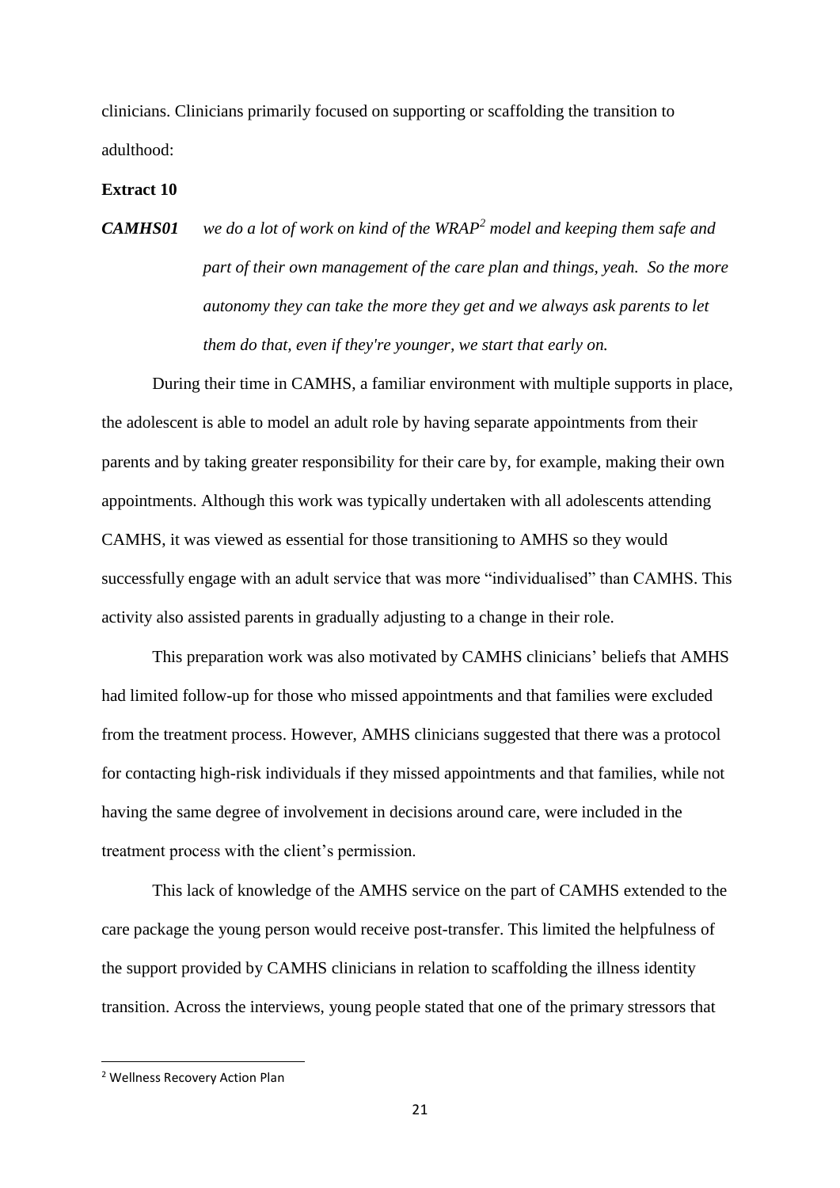clinicians. Clinicians primarily focused on supporting or scaffolding the transition to adulthood:

**Extract 10**

***CAMHS01*** *we do a lot of work on kind of the WRAP[2] model and keeping them safe and part of their own management of the care plan and things, yeah. So the more autonomy they can take the more they get and we always ask parents to let them do that, even if they're younger, we start that early on.*

During their time in CAMHS, a familiar environment with multiple supports in place, the adolescent is able to model an adult role by having separate appointments from their parents and by taking greater responsibility for their care by, for example, making their own appointments. Although this work was typically undertaken with all adolescents attending CAMHS, it was viewed as essential for those transitioning to AMHS so they would successfully engage with an adult service that was more "individualised" than CAMHS. This activity also assisted parents in gradually adjusting to a change in their role.

This preparation work was also motivated by CAMHS clinicians' beliefs that AMHS had limited follow-up for those who missed appointments and that families were excluded from the treatment process. However, AMHS clinicians suggested that there was a protocol for contacting high-risk individuals if they missed appointments and that families, while not having the same degree of involvement in decisions around care, were included in the treatment process with the client's permission.

This lack of knowledge of the AMHS service on the part of CAMHS extended to the care package the young person would receive post-transfer. This limited the helpfulness of the support provided by CAMHS clinicians in relation to scaffolding the illness identity transition. Across the interviews, young people stated that one of the primary stressors that

[2] Wellness Recovery Action Plan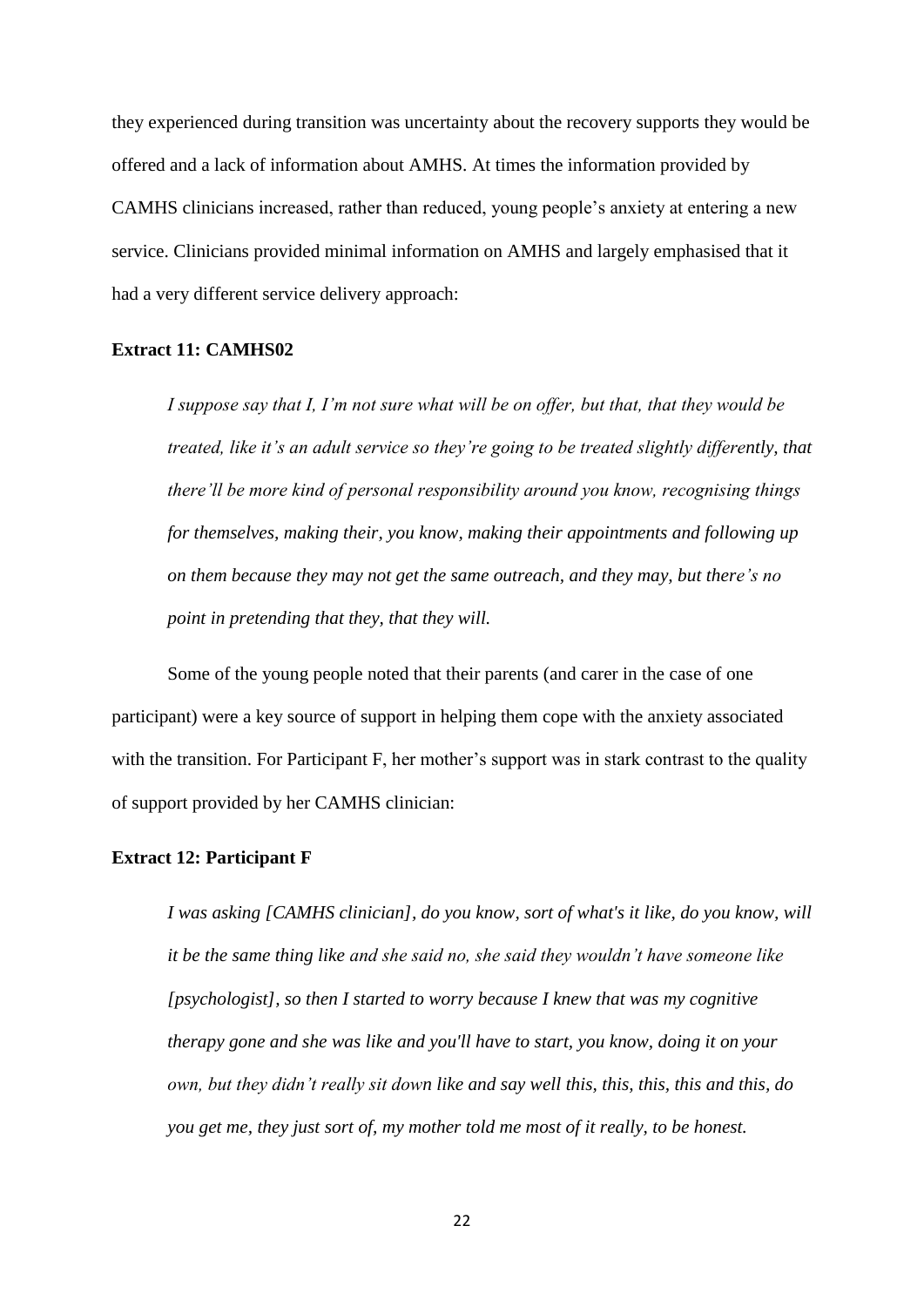they experienced during transition was uncertainty about the recovery supports they would be offered and a lack of information about AMHS. At times the information provided by CAMHS clinicians increased, rather than reduced, young people's anxiety at entering a new service. Clinicians provided minimal information on AMHS and largely emphasised that it had a very different service delivery approach:

**Extract 11: CAMHS02**

> *I suppose say that I, I'm not sure what will be on offer, but that, that they would be treated, like it's an adult service so they're going to be treated slightly differently, that there'll be more kind of personal responsibility around you know, recognising things for themselves, making their, you know, making their appointments and following up on them because they may not get the same outreach, and they may, but there's no point in pretending that they, that they will.*

Some of the young people noted that their parents (and carer in the case of one participant) were a key source of support in helping them cope with the anxiety associated with the transition. For Participant F, her mother's support was in stark contrast to the quality of support provided by her CAMHS clinician:

**Extract 12: Participant F**

> *I was asking [CAMHS clinician], do you know, sort of what's it like, do you know, will it be the same thing like and she said no, she said they wouldn't have someone like [psychologist], so then I started to worry because I knew that was my cognitive therapy gone and she was like and you'll have to start, you know, doing it on your own, but they didn't really sit down like and say well this, this, this, this and this, do you get me, they just sort of, my mother told me most of it really, to be honest.*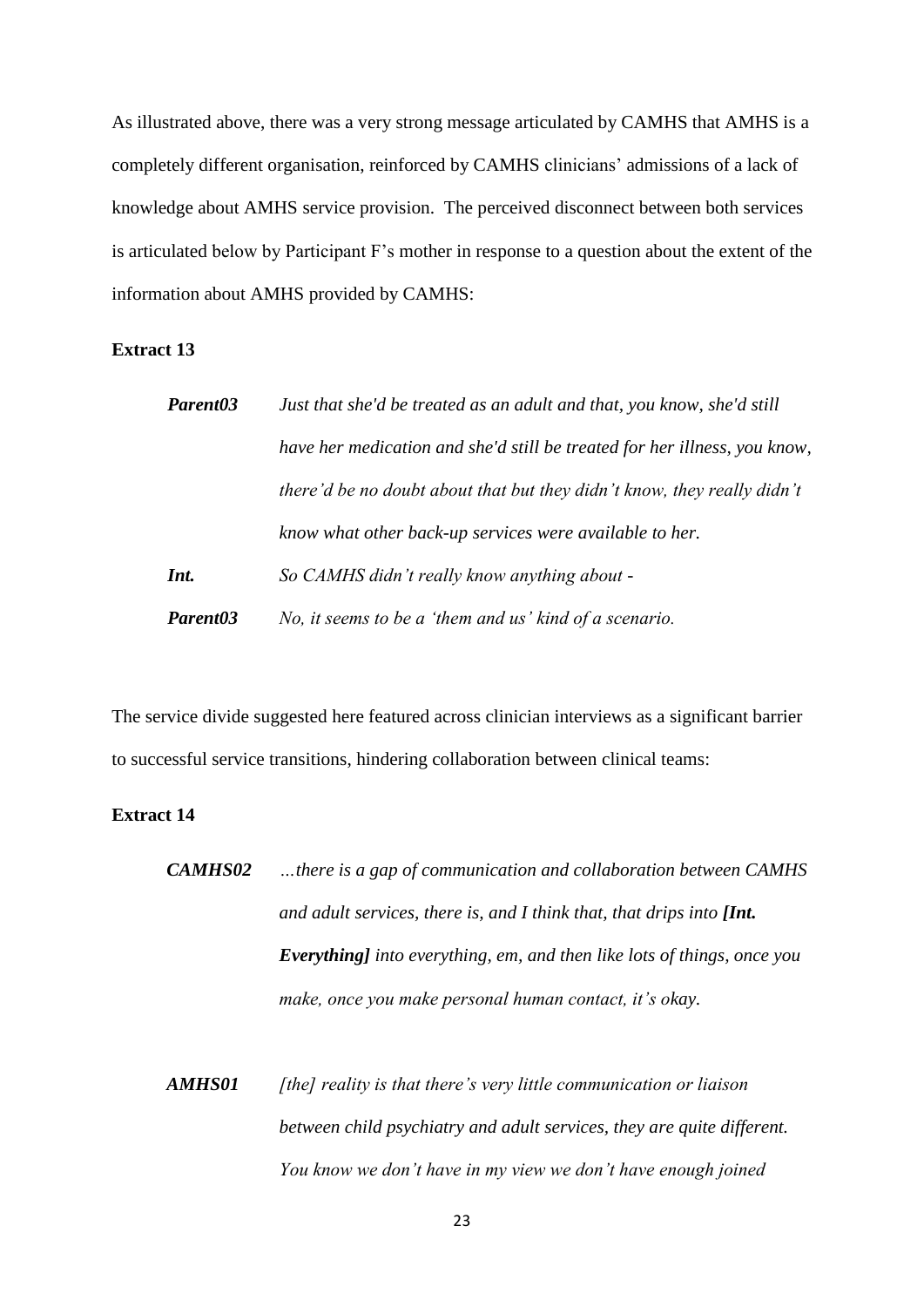As illustrated above, there was a very strong message articulated by CAMHS that AMHS is a completely different organisation, reinforced by CAMHS clinicians' admissions of a lack of knowledge about AMHS service provision. The perceived disconnect between both services is articulated below by Participant F's mother in response to a question about the extent of the information about AMHS provided by CAMHS:

**Extract 13**

***Parent03*** *Just that she'd be treated as an adult and that, you know, she'd still have her medication and she'd still be treated for her illness, you know, there'd be no doubt about that but they didn't know, they really didn't know what other back-up services were available to her.*

***Int.*** *So CAMHS didn't really know anything about -*

***Parent03*** *No, it seems to be a 'them and us' kind of a scenario.*

The service divide suggested here featured across clinician interviews as a significant barrier to successful service transitions, hindering collaboration between clinical teams:

**Extract 14**

***CAMHS02*** *…there is a gap of communication and collaboration between CAMHS and adult services, there is, and I think that, that drips into **[Int. Everything]** into everything, em, and then like lots of things, once you make, once you make personal human contact, it's okay.*

***AMHS01*** *[the] reality is that there's very little communication or liaison between child psychiatry and adult services, they are quite different. You know we don't have in my view we don't have enough joined*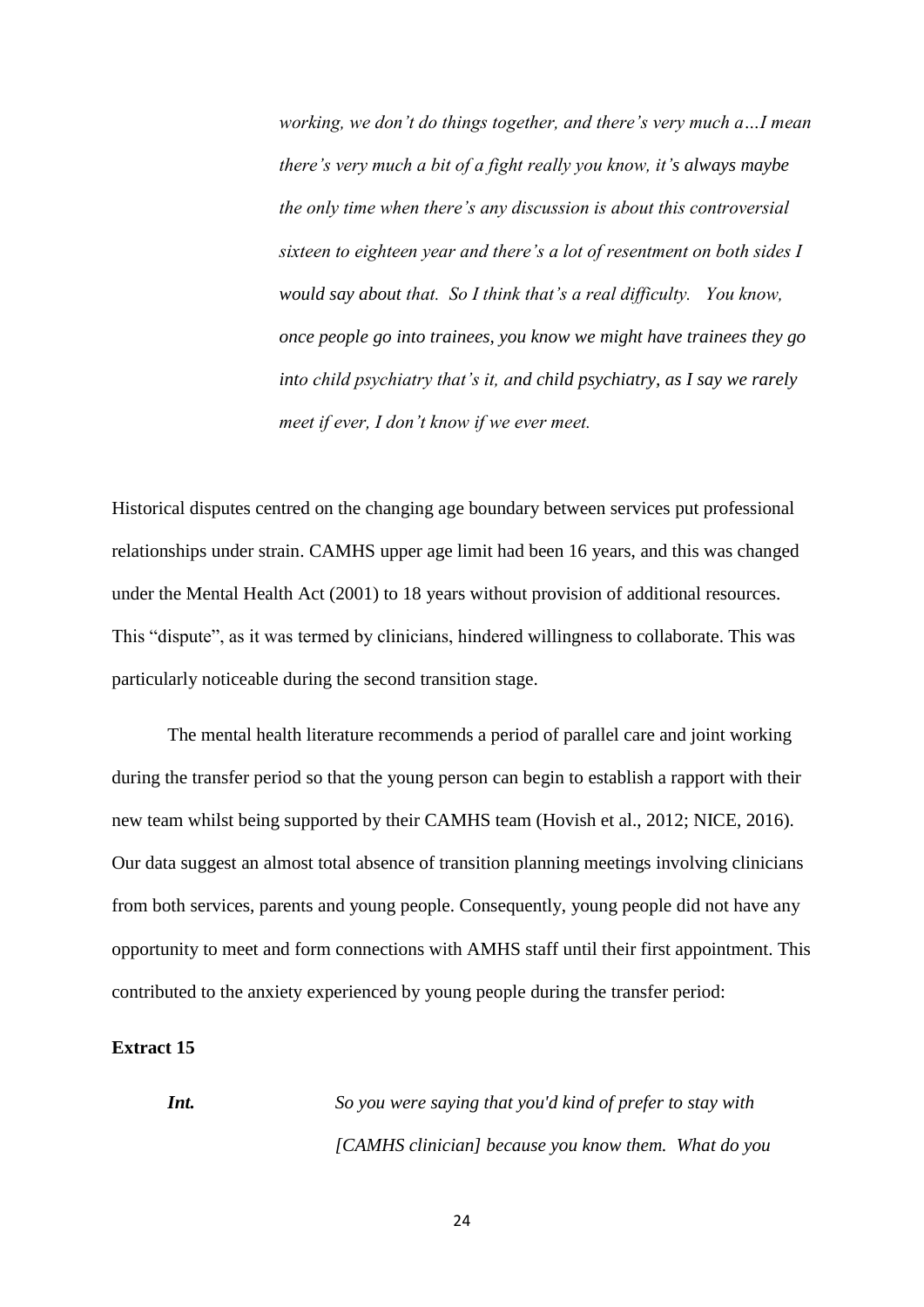*working, we don't do things together, and there's very much a…I mean there's very much a bit of a fight really you know, it's always maybe the only time when there's any discussion is about this controversial sixteen to eighteen year and there's a lot of resentment on both sides I would say about that. So I think that's a real difficulty. You know, once people go into trainees, you know we might have trainees they go into child psychiatry that's it, and child psychiatry, as I say we rarely meet if ever, I don't know if we ever meet.*

Historical disputes centred on the changing age boundary between services put professional relationships under strain. CAMHS upper age limit had been 16 years, and this was changed under the Mental Health Act (2001) to 18 years without provision of additional resources. This "dispute", as it was termed by clinicians, hindered willingness to collaborate. This was particularly noticeable during the second transition stage.

The mental health literature recommends a period of parallel care and joint working during the transfer period so that the young person can begin to establish a rapport with their new team whilst being supported by their CAMHS team (Hovish et al., 2012; NICE, 2016). Our data suggest an almost total absence of transition planning meetings involving clinicians from both services, parents and young people. Consequently, young people did not have any opportunity to meet and form connections with AMHS staff until their first appointment. This contributed to the anxiety experienced by young people during the transfer period:

**Extract 15**

***Int.*** *So you were saying that you'd kind of prefer to stay with [CAMHS clinician] because you know them. What do you*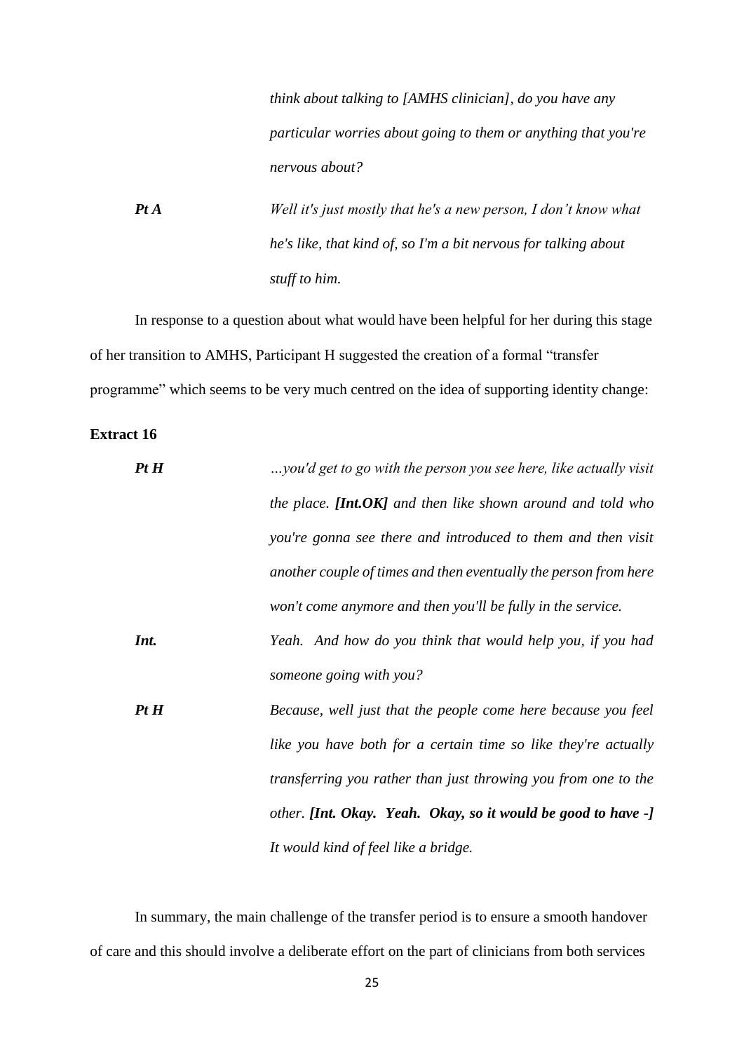*think about talking to [AMHS clinician], do you have any particular worries about going to them or anything that you're nervous about?*

***Pt A*** *Well it's just mostly that he's a new person, I don't know what he's like, that kind of, so I'm a bit nervous for talking about stuff to him.*

In response to a question about what would have been helpful for her during this stage of her transition to AMHS, Participant H suggested the creation of a formal "transfer programme" which seems to be very much centred on the idea of supporting identity change:

**Extract 16**

***Pt H*** *…you'd get to go with the person you see here, like actually visit the place.* ***[Int.OK]*** *and then like shown around and told who you're gonna see there and introduced to them and then visit another couple of times and then eventually the person from here won't come anymore and then you'll be fully in the service.*

***Int.*** *Yeah. And how do you think that would help you, if you had someone going with you?*

***Pt H*** *Because, well just that the people come here because you feel like you have both for a certain time so like they're actually transferring you rather than just throwing you from one to the other.* ***[Int. Okay. Yeah. Okay, so it would be good to have -]*** *It would kind of feel like a bridge.*

In summary, the main challenge of the transfer period is to ensure a smooth handover of care and this should involve a deliberate effort on the part of clinicians from both services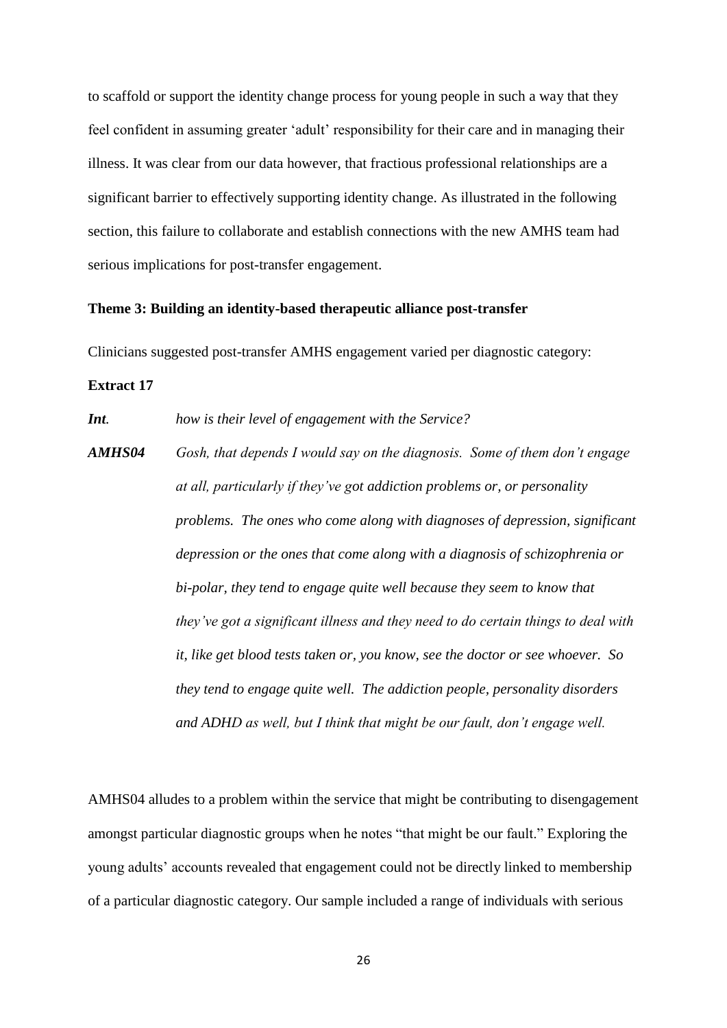to scaffold or support the identity change process for young people in such a way that they feel confident in assuming greater 'adult' responsibility for their care and in managing their illness. It was clear from our data however, that fractious professional relationships are a significant barrier to effectively supporting identity change. As illustrated in the following section, this failure to collaborate and establish connections with the new AMHS team had serious implications for post-transfer engagement.

**Theme 3: Building an identity-based therapeutic alliance post-transfer**

Clinicians suggested post-transfer AMHS engagement varied per diagnostic category:

**Extract 17**

***Int.*** *how is their level of engagement with the Service?*

***AMHS04*** *Gosh, that depends I would say on the diagnosis. Some of them don't engage at all, particularly if they've got addiction problems or, or personality problems. The ones who come along with diagnoses of depression, significant depression or the ones that come along with a diagnosis of schizophrenia or bi-polar, they tend to engage quite well because they seem to know that they've got a significant illness and they need to do certain things to deal with it, like get blood tests taken or, you know, see the doctor or see whoever. So they tend to engage quite well. The addiction people, personality disorders and ADHD as well, but I think that might be our fault, don't engage well.*

AMHS04 alludes to a problem within the service that might be contributing to disengagement amongst particular diagnostic groups when he notes "that might be our fault." Exploring the young adults' accounts revealed that engagement could not be directly linked to membership of a particular diagnostic category. Our sample included a range of individuals with serious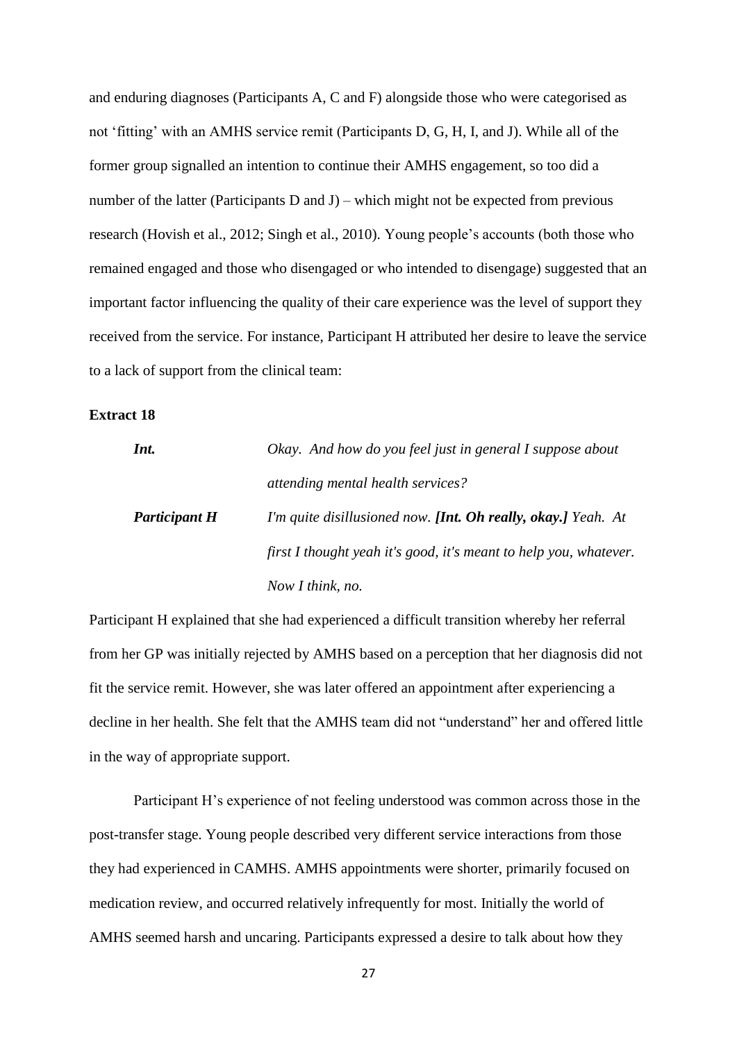and enduring diagnoses (Participants A, C and F) alongside those who were categorised as not 'fitting' with an AMHS service remit (Participants D, G, H, I, and J). While all of the former group signalled an intention to continue their AMHS engagement, so too did a number of the latter (Participants D and J) – which might not be expected from previous research (Hovish et al., 2012; Singh et al., 2010). Young people's accounts (both those who remained engaged and those who disengaged or who intended to disengage) suggested that an important factor influencing the quality of their care experience was the level of support they received from the service. For instance, Participant H attributed her desire to leave the service to a lack of support from the clinical team:

**Extract 18**

| | |
|---|---|
| ***Int.*** | *Okay. And how do you feel just in general I suppose about attending mental health services?* |
| ***Participant H*** | *I'm quite disillusioned now.* ***[Int. Oh really, okay.]*** *Yeah. At first I thought yeah it's good, it's meant to help you, whatever. Now I think, no.* |

Participant H explained that she had experienced a difficult transition whereby her referral from her GP was initially rejected by AMHS based on a perception that her diagnosis did not fit the service remit. However, she was later offered an appointment after experiencing a decline in her health. She felt that the AMHS team did not "understand" her and offered little in the way of appropriate support.

Participant H's experience of not feeling understood was common across those in the post-transfer stage. Young people described very different service interactions from those they had experienced in CAMHS. AMHS appointments were shorter, primarily focused on medication review, and occurred relatively infrequently for most. Initially the world of AMHS seemed harsh and uncaring. Participants expressed a desire to talk about how they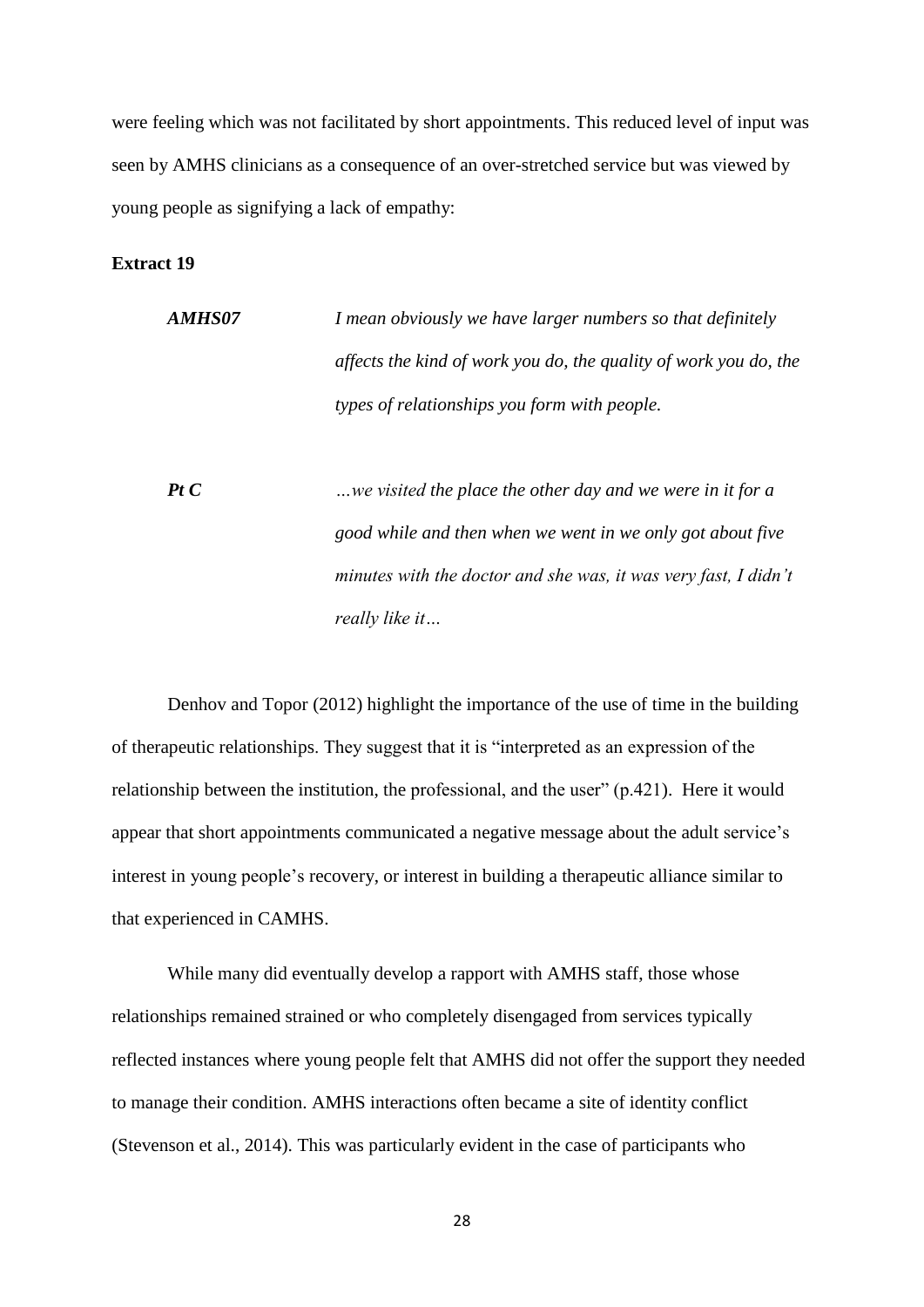were feeling which was not facilitated by short appointments. This reduced level of input was seen by AMHS clinicians as a consequence of an over-stretched service but was viewed by young people as signifying a lack of empathy:

**Extract 19**

***AMHS07*** *I mean obviously we have larger numbers so that definitely affects the kind of work you do, the quality of work you do, the types of relationships you form with people.*

***Pt C*** *…we visited the place the other day and we were in it for a good while and then when we went in we only got about five minutes with the doctor and she was, it was very fast, I didn't really like it…*

Denhov and Topor (2012) highlight the importance of the use of time in the building of therapeutic relationships. They suggest that it is "interpreted as an expression of the relationship between the institution, the professional, and the user" (p.421). Here it would appear that short appointments communicated a negative message about the adult service's interest in young people's recovery, or interest in building a therapeutic alliance similar to that experienced in CAMHS.

While many did eventually develop a rapport with AMHS staff, those whose relationships remained strained or who completely disengaged from services typically reflected instances where young people felt that AMHS did not offer the support they needed to manage their condition. AMHS interactions often became a site of identity conflict (Stevenson et al., 2014). This was particularly evident in the case of participants who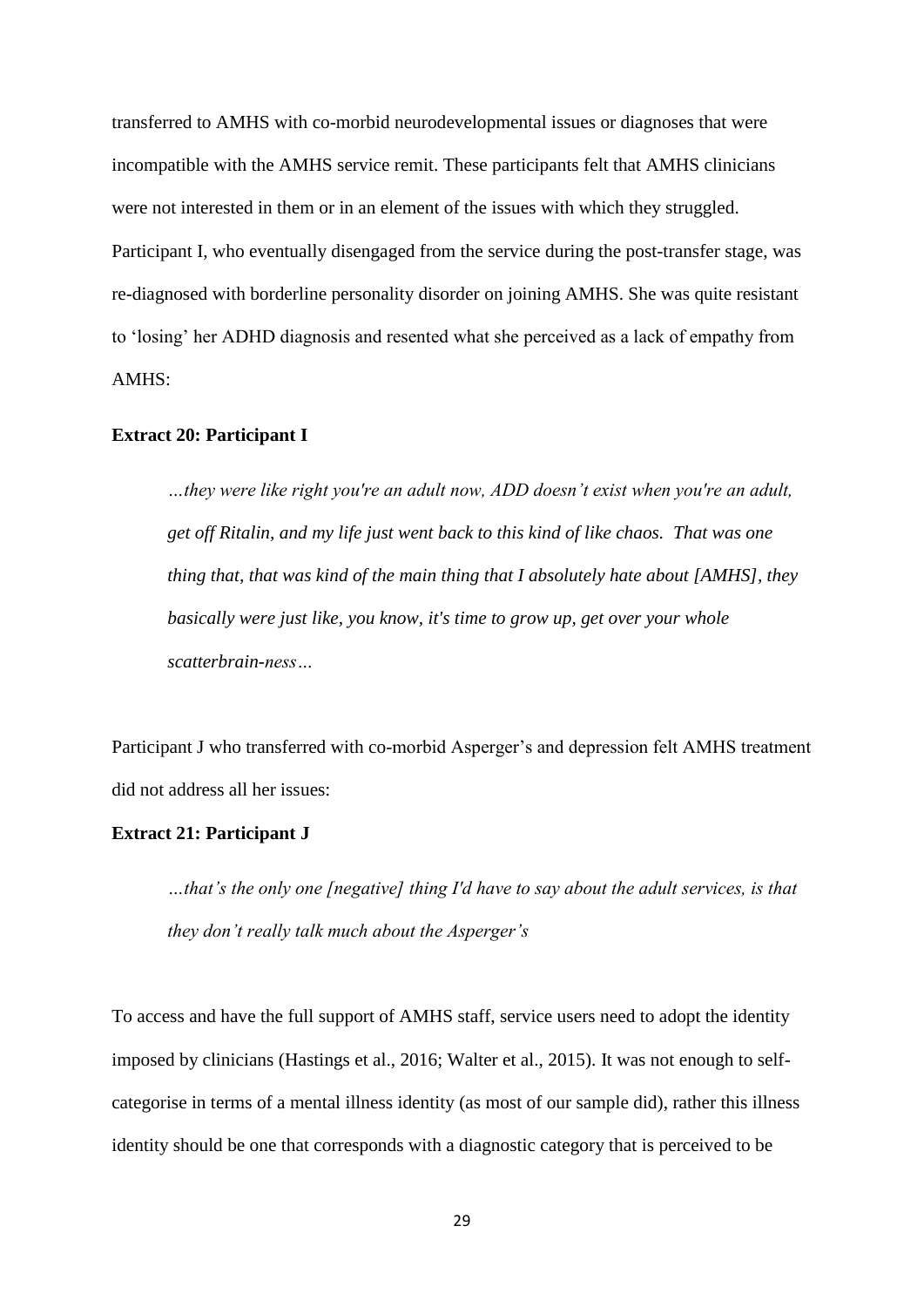transferred to AMHS with co-morbid neurodevelopmental issues or diagnoses that were incompatible with the AMHS service remit. These participants felt that AMHS clinicians were not interested in them or in an element of the issues with which they struggled. Participant I, who eventually disengaged from the service during the post-transfer stage, was re-diagnosed with borderline personality disorder on joining AMHS. She was quite resistant to 'losing' her ADHD diagnosis and resented what she perceived as a lack of empathy from AMHS:

**Extract 20: Participant I**

> *…they were like right you're an adult now, ADD doesn't exist when you're an adult, get off Ritalin, and my life just went back to this kind of like chaos. That was one thing that, that was kind of the main thing that I absolutely hate about [AMHS], they basically were just like, you know, it's time to grow up, get over your whole scatterbrain-ness…*

Participant J who transferred with co-morbid Asperger's and depression felt AMHS treatment did not address all her issues:

**Extract 21: Participant J**

> *…that's the only one [negative] thing I'd have to say about the adult services, is that they don't really talk much about the Asperger's*

To access and have the full support of AMHS staff, service users need to adopt the identity imposed by clinicians (Hastings et al., 2016; Walter et al., 2015). It was not enough to self-categorise in terms of a mental illness identity (as most of our sample did), rather this illness identity should be one that corresponds with a diagnostic category that is perceived to be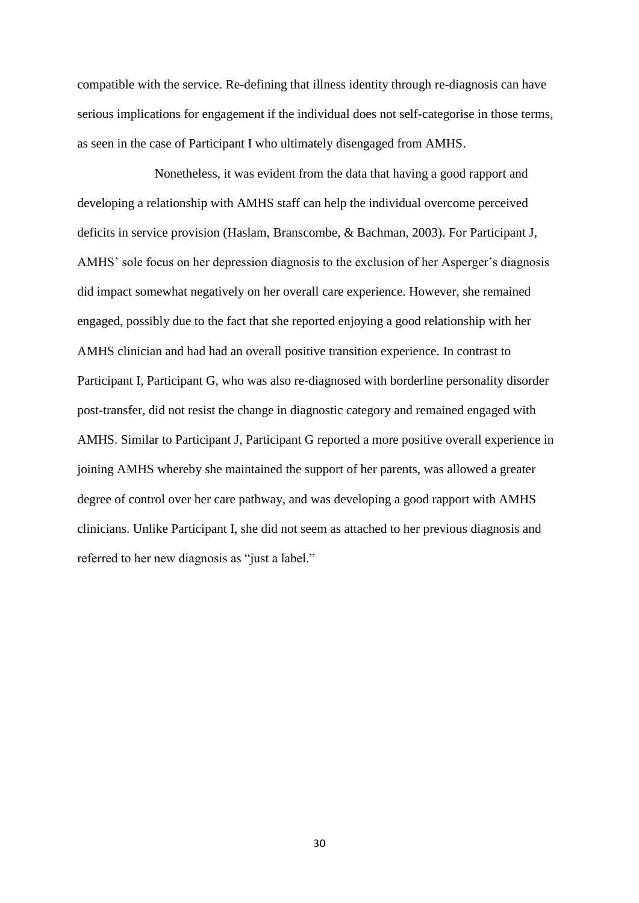compatible with the service. Re-defining that illness identity through re-diagnosis can have serious implications for engagement if the individual does not self-categorise in those terms, as seen in the case of Participant I who ultimately disengaged from AMHS.

Nonetheless, it was evident from the data that having a good rapport and developing a relationship with AMHS staff can help the individual overcome perceived deficits in service provision (Haslam, Branscombe, & Bachman, 2003). For Participant J, AMHS' sole focus on her depression diagnosis to the exclusion of her Asperger's diagnosis did impact somewhat negatively on her overall care experience. However, she remained engaged, possibly due to the fact that she reported enjoying a good relationship with her AMHS clinician and had had an overall positive transition experience. In contrast to Participant I, Participant G, who was also re-diagnosed with borderline personality disorder post-transfer, did not resist the change in diagnostic category and remained engaged with AMHS. Similar to Participant J, Participant G reported a more positive overall experience in joining AMHS whereby she maintained the support of her parents, was allowed a greater degree of control over her care pathway, and was developing a good rapport with AMHS clinicians. Unlike Participant I, she did not seem as attached to her previous diagnosis and referred to her new diagnosis as "just a label."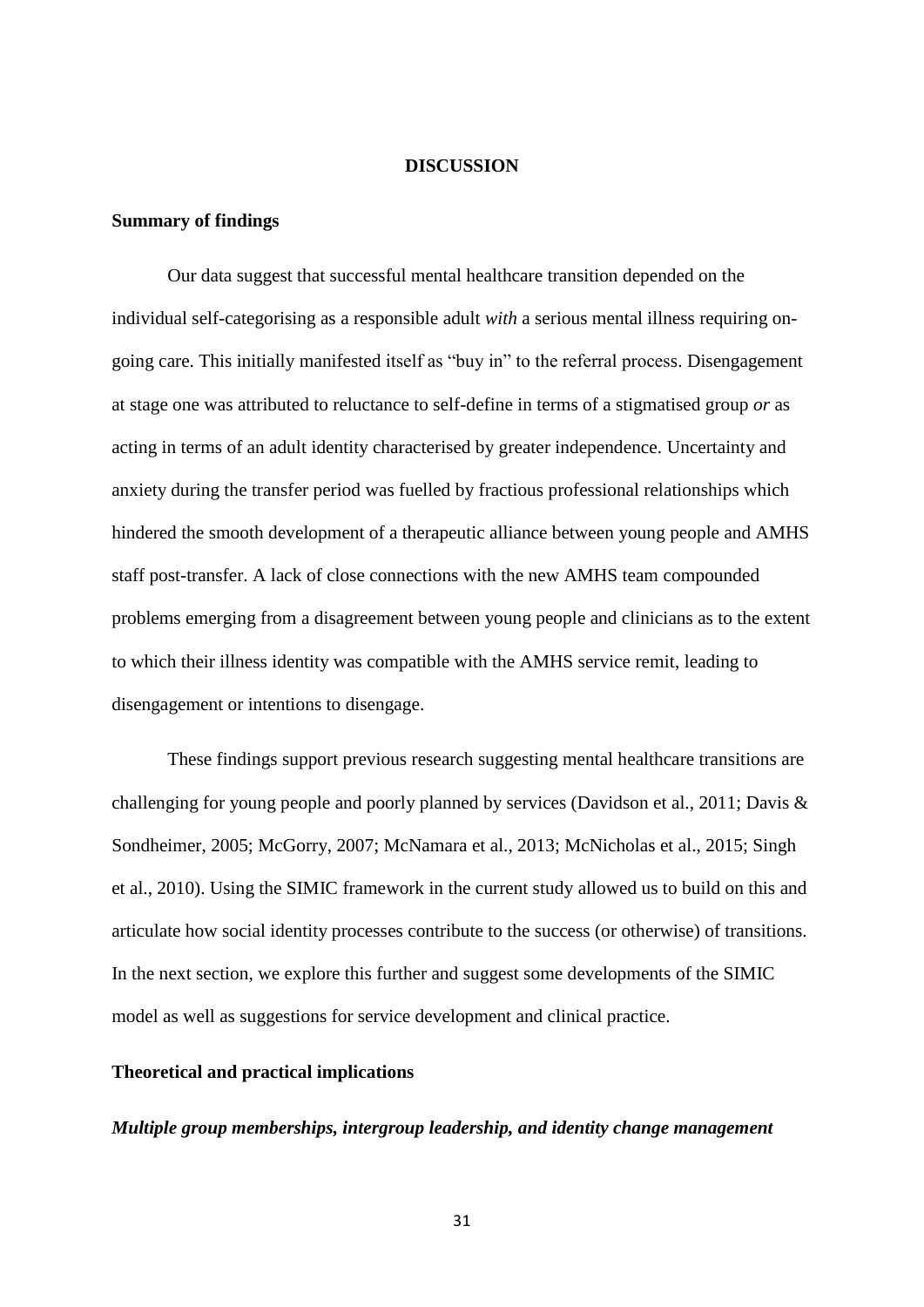# DISCUSSION

## Summary of findings

Our data suggest that successful mental healthcare transition depended on the individual self-categorising as a responsible adult *with* a serious mental illness requiring on-going care. This initially manifested itself as "buy in" to the referral process. Disengagement at stage one was attributed to reluctance to self-define in terms of a stigmatised group *or* as acting in terms of an adult identity characterised by greater independence. Uncertainty and anxiety during the transfer period was fuelled by fractious professional relationships which hindered the smooth development of a therapeutic alliance between young people and AMHS staff post-transfer. A lack of close connections with the new AMHS team compounded problems emerging from a disagreement between young people and clinicians as to the extent to which their illness identity was compatible with the AMHS service remit, leading to disengagement or intentions to disengage.

These findings support previous research suggesting mental healthcare transitions are challenging for young people and poorly planned by services (Davidson et al., 2011; Davis & Sondheimer, 2005; McGorry, 2007; McNamara et al., 2013; McNicholas et al., 2015; Singh et al., 2010). Using the SIMIC framework in the current study allowed us to build on this and articulate how social identity processes contribute to the success (or otherwise) of transitions. In the next section, we explore this further and suggest some developments of the SIMIC model as well as suggestions for service development and clinical practice.

## Theoretical and practical implications

### *Multiple group memberships, intergroup leadership, and identity change management*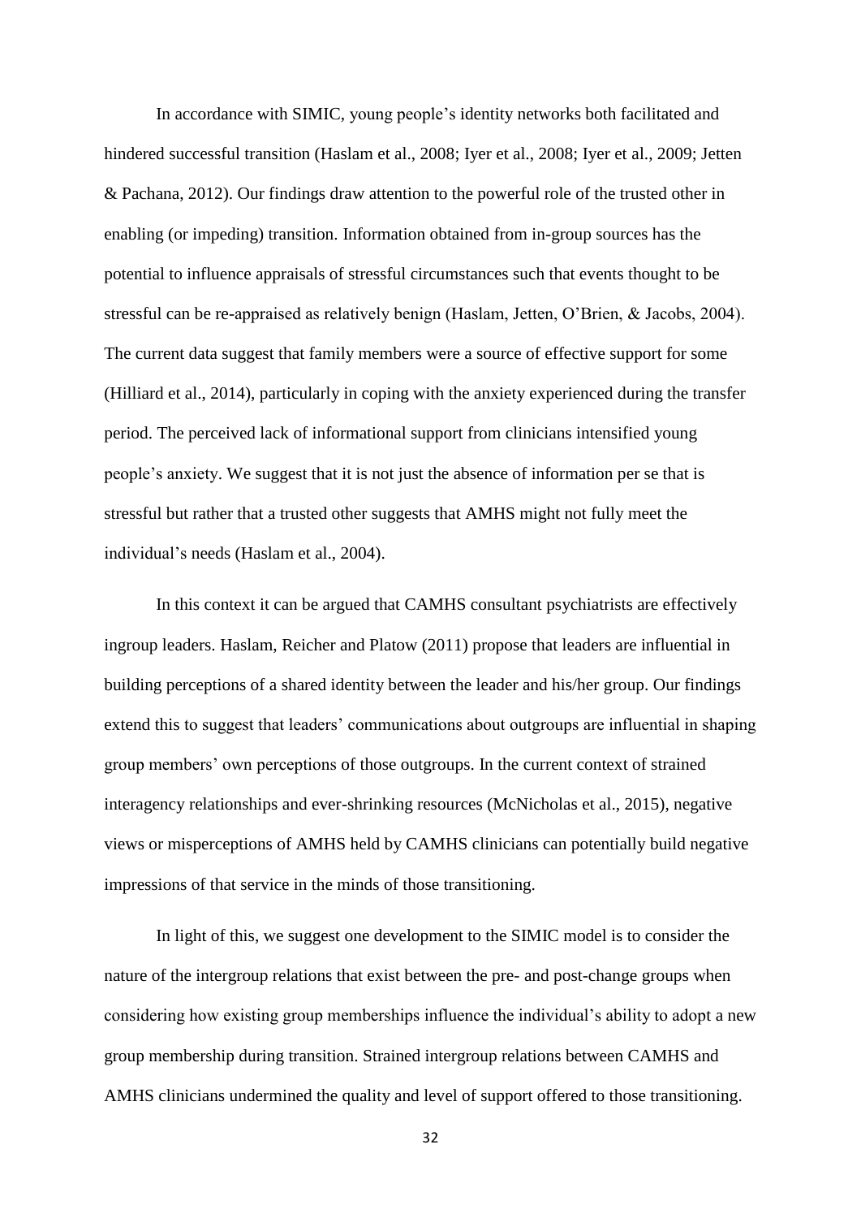In accordance with SIMIC, young people's identity networks both facilitated and hindered successful transition (Haslam et al., 2008; Iyer et al., 2008; Iyer et al., 2009; Jetten & Pachana, 2012). Our findings draw attention to the powerful role of the trusted other in enabling (or impeding) transition. Information obtained from in-group sources has the potential to influence appraisals of stressful circumstances such that events thought to be stressful can be re-appraised as relatively benign (Haslam, Jetten, O'Brien, & Jacobs, 2004). The current data suggest that family members were a source of effective support for some (Hilliard et al., 2014), particularly in coping with the anxiety experienced during the transfer period. The perceived lack of informational support from clinicians intensified young people's anxiety. We suggest that it is not just the absence of information per se that is stressful but rather that a trusted other suggests that AMHS might not fully meet the individual's needs (Haslam et al., 2004).

In this context it can be argued that CAMHS consultant psychiatrists are effectively ingroup leaders. Haslam, Reicher and Platow (2011) propose that leaders are influential in building perceptions of a shared identity between the leader and his/her group. Our findings extend this to suggest that leaders' communications about outgroups are influential in shaping group members' own perceptions of those outgroups. In the current context of strained interagency relationships and ever-shrinking resources (McNicholas et al., 2015), negative views or misperceptions of AMHS held by CAMHS clinicians can potentially build negative impressions of that service in the minds of those transitioning.

In light of this, we suggest one development to the SIMIC model is to consider the nature of the intergroup relations that exist between the pre- and post-change groups when considering how existing group memberships influence the individual's ability to adopt a new group membership during transition. Strained intergroup relations between CAMHS and AMHS clinicians undermined the quality and level of support offered to those transitioning.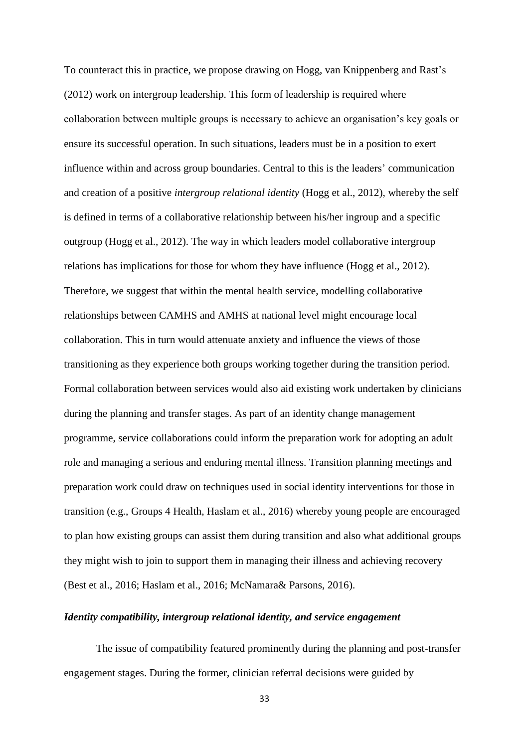To counteract this in practice, we propose drawing on Hogg, van Knippenberg and Rast's (2012) work on intergroup leadership. This form of leadership is required where collaboration between multiple groups is necessary to achieve an organisation's key goals or ensure its successful operation. In such situations, leaders must be in a position to exert influence within and across group boundaries. Central to this is the leaders' communication and creation of a positive *intergroup relational identity* (Hogg et al., 2012), whereby the self is defined in terms of a collaborative relationship between his/her ingroup and a specific outgroup (Hogg et al., 2012). The way in which leaders model collaborative intergroup relations has implications for those for whom they have influence (Hogg et al., 2012). Therefore, we suggest that within the mental health service, modelling collaborative relationships between CAMHS and AMHS at national level might encourage local collaboration. This in turn would attenuate anxiety and influence the views of those transitioning as they experience both groups working together during the transition period. Formal collaboration between services would also aid existing work undertaken by clinicians during the planning and transfer stages. As part of an identity change management programme, service collaborations could inform the preparation work for adopting an adult role and managing a serious and enduring mental illness. Transition planning meetings and preparation work could draw on techniques used in social identity interventions for those in transition (e.g., Groups 4 Health, Haslam et al., 2016) whereby young people are encouraged to plan how existing groups can assist them during transition and also what additional groups they might wish to join to support them in managing their illness and achieving recovery (Best et al., 2016; Haslam et al., 2016; McNamara& Parsons, 2016).

***Identity compatibility, intergroup relational identity, and service engagement***

The issue of compatibility featured prominently during the planning and post-transfer engagement stages. During the former, clinician referral decisions were guided by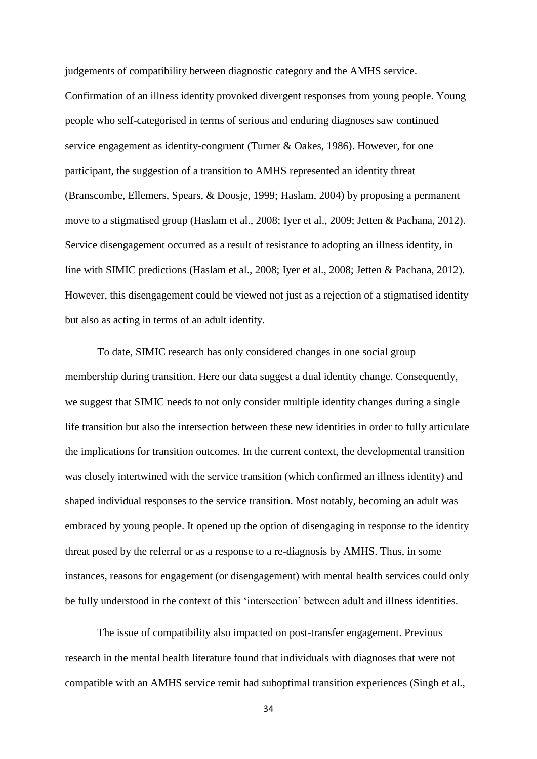judgements of compatibility between diagnostic category and the AMHS service. Confirmation of an illness identity provoked divergent responses from young people. Young people who self-categorised in terms of serious and enduring diagnoses saw continued service engagement as identity-congruent (Turner & Oakes, 1986). However, for one participant, the suggestion of a transition to AMHS represented an identity threat (Branscombe, Ellemers, Spears, & Doosje, 1999; Haslam, 2004) by proposing a permanent move to a stigmatised group (Haslam et al., 2008; Iyer et al., 2009; Jetten & Pachana, 2012). Service disengagement occurred as a result of resistance to adopting an illness identity, in line with SIMIC predictions (Haslam et al., 2008; Iyer et al., 2008; Jetten & Pachana, 2012). However, this disengagement could be viewed not just as a rejection of a stigmatised identity but also as acting in terms of an adult identity.

To date, SIMIC research has only considered changes in one social group membership during transition. Here our data suggest a dual identity change. Consequently, we suggest that SIMIC needs to not only consider multiple identity changes during a single life transition but also the intersection between these new identities in order to fully articulate the implications for transition outcomes. In the current context, the developmental transition was closely intertwined with the service transition (which confirmed an illness identity) and shaped individual responses to the service transition. Most notably, becoming an adult was embraced by young people. It opened up the option of disengaging in response to the identity threat posed by the referral or as a response to a re-diagnosis by AMHS. Thus, in some instances, reasons for engagement (or disengagement) with mental health services could only be fully understood in the context of this 'intersection' between adult and illness identities.

The issue of compatibility also impacted on post-transfer engagement. Previous research in the mental health literature found that individuals with diagnoses that were not compatible with an AMHS service remit had suboptimal transition experiences (Singh et al.,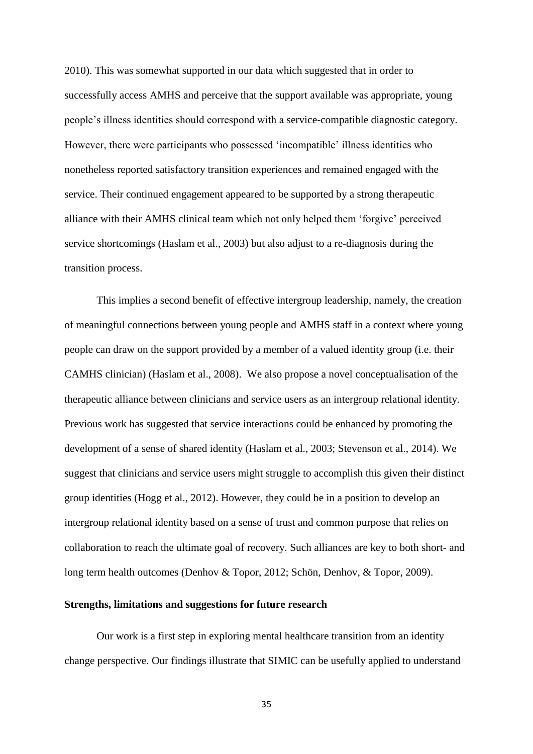2010). This was somewhat supported in our data which suggested that in order to successfully access AMHS and perceive that the support available was appropriate, young people's illness identities should correspond with a service-compatible diagnostic category. However, there were participants who possessed 'incompatible' illness identities who nonetheless reported satisfactory transition experiences and remained engaged with the service. Their continued engagement appeared to be supported by a strong therapeutic alliance with their AMHS clinical team which not only helped them 'forgive' perceived service shortcomings (Haslam et al., 2003) but also adjust to a re-diagnosis during the transition process.

This implies a second benefit of effective intergroup leadership, namely, the creation of meaningful connections between young people and AMHS staff in a context where young people can draw on the support provided by a member of a valued identity group (i.e. their CAMHS clinician) (Haslam et al., 2008). We also propose a novel conceptualisation of the therapeutic alliance between clinicians and service users as an intergroup relational identity. Previous work has suggested that service interactions could be enhanced by promoting the development of a sense of shared identity (Haslam et al., 2003; Stevenson et al., 2014). We suggest that clinicians and service users might struggle to accomplish this given their distinct group identities (Hogg et al., 2012). However, they could be in a position to develop an intergroup relational identity based on a sense of trust and common purpose that relies on collaboration to reach the ultimate goal of recovery. Such alliances are key to both short- and long term health outcomes (Denhov & Topor, 2012; Schön, Denhov, & Topor, 2009).

**Strengths, limitations and suggestions for future research**

Our work is a first step in exploring mental healthcare transition from an identity change perspective. Our findings illustrate that SIMIC can be usefully applied to understand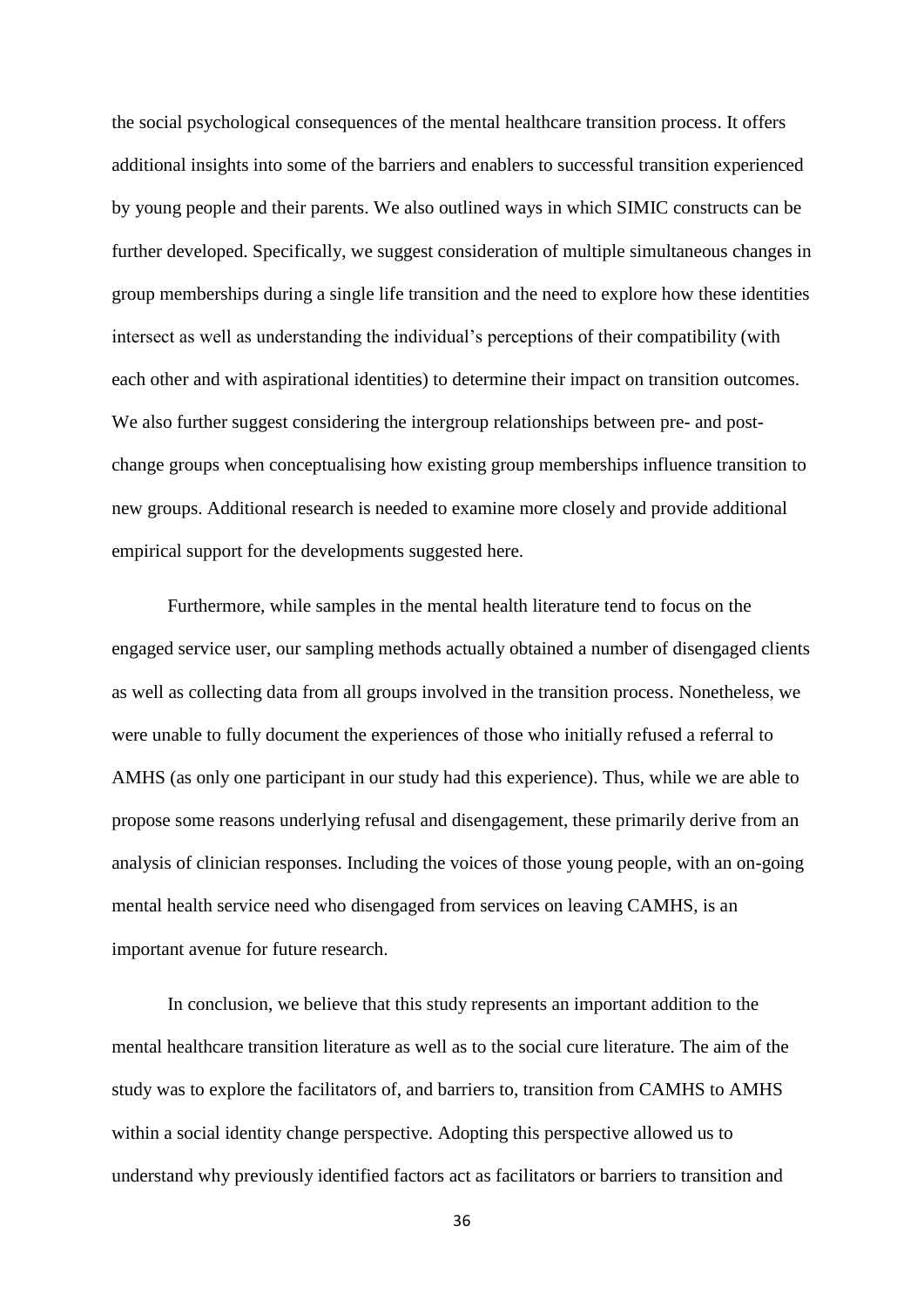the social psychological consequences of the mental healthcare transition process. It offers additional insights into some of the barriers and enablers to successful transition experienced by young people and their parents. We also outlined ways in which SIMIC constructs can be further developed. Specifically, we suggest consideration of multiple simultaneous changes in group memberships during a single life transition and the need to explore how these identities intersect as well as understanding the individual's perceptions of their compatibility (with each other and with aspirational identities) to determine their impact on transition outcomes. We also further suggest considering the intergroup relationships between pre- and post-change groups when conceptualising how existing group memberships influence transition to new groups. Additional research is needed to examine more closely and provide additional empirical support for the developments suggested here.

Furthermore, while samples in the mental health literature tend to focus on the engaged service user, our sampling methods actually obtained a number of disengaged clients as well as collecting data from all groups involved in the transition process. Nonetheless, we were unable to fully document the experiences of those who initially refused a referral to AMHS (as only one participant in our study had this experience). Thus, while we are able to propose some reasons underlying refusal and disengagement, these primarily derive from an analysis of clinician responses. Including the voices of those young people, with an on-going mental health service need who disengaged from services on leaving CAMHS, is an important avenue for future research.

In conclusion, we believe that this study represents an important addition to the mental healthcare transition literature as well as to the social cure literature. The aim of the study was to explore the facilitators of, and barriers to, transition from CAMHS to AMHS within a social identity change perspective. Adopting this perspective allowed us to understand why previously identified factors act as facilitators or barriers to transition and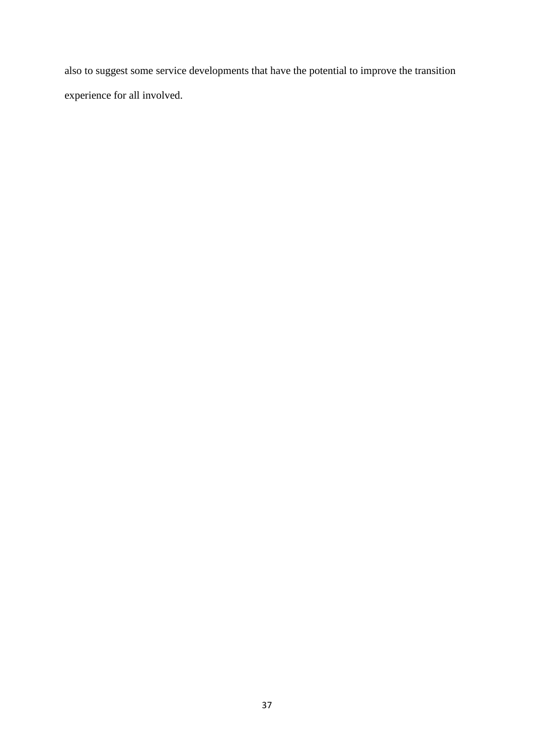also to suggest some service developments that have the potential to improve the transition experience for all involved.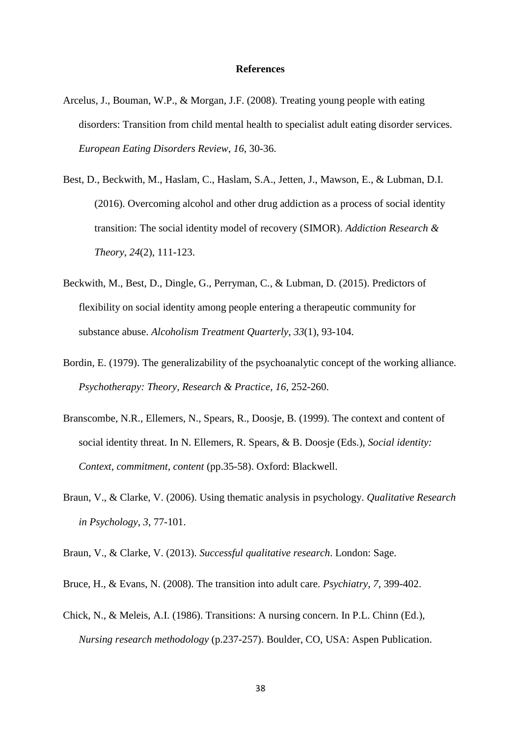# References

Arcelus, J., Bouman, W.P., & Morgan, J.F. (2008). Treating young people with eating disorders: Transition from child mental health to specialist adult eating disorder services. *European Eating Disorders Review*, *16*, 30-36.

Best, D., Beckwith, M., Haslam, C., Haslam, S.A., Jetten, J., Mawson, E., & Lubman, D.I. (2016). Overcoming alcohol and other drug addiction as a process of social identity transition: The social identity model of recovery (SIMOR). *Addiction Research & Theory*, *24*(2), 111-123.

Beckwith, M., Best, D., Dingle, G., Perryman, C., & Lubman, D. (2015). Predictors of flexibility on social identity among people entering a therapeutic community for substance abuse. *Alcoholism Treatment Quarterly*, *33*(1), 93-104.

Bordin, E. (1979). The generalizability of the psychoanalytic concept of the working alliance. *Psychotherapy: Theory, Research & Practice*, *16*, 252-260.

Branscombe, N.R., Ellemers, N., Spears, R., Doosje, B. (1999). The context and content of social identity threat. In N. Ellemers, R. Spears, & B. Doosje (Eds.), *Social identity: Context, commitment, content* (pp.35-58). Oxford: Blackwell.

Braun, V., & Clarke, V. (2006). Using thematic analysis in psychology. *Qualitative Research in Psychology*, *3*, 77-101.

Braun, V., & Clarke, V. (2013). *Successful qualitative research*. London: Sage.

Bruce, H., & Evans, N. (2008). The transition into adult care. *Psychiatry*, *7*, 399-402.

Chick, N., & Meleis, A.I. (1986). Transitions: A nursing concern. In P.L. Chinn (Ed.), *Nursing research methodology* (p.237-257). Boulder, CO, USA: Aspen Publication.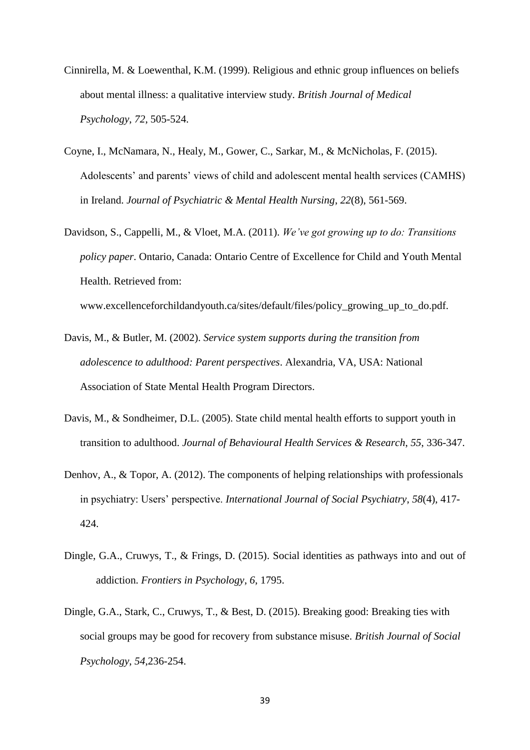Cinnirella, M. & Loewenthal, K.M. (1999). Religious and ethnic group influences on beliefs about mental illness: a qualitative interview study. *British Journal of Medical Psychology*, *72*, 505-524.

Coyne, I., McNamara, N., Healy, M., Gower, C., Sarkar, M., & McNicholas, F. (2015). Adolescents' and parents' views of child and adolescent mental health services (CAMHS) in Ireland. *Journal of Psychiatric & Mental Health Nursing*, *22*(8), 561-569.

Davidson, S., Cappelli, M., & Vloet, M.A. (2011). *We've got growing up to do: Transitions policy paper*. Ontario, Canada: Ontario Centre of Excellence for Child and Youth Mental Health. Retrieved from: www.excellenceforchildandyouth.ca/sites/default/files/policy_growing_up_to_do.pdf.

Davis, M., & Butler, M. (2002). *Service system supports during the transition from adolescence to adulthood: Parent perspectives*. Alexandria, VA, USA: National Association of State Mental Health Program Directors.

Davis, M., & Sondheimer, D.L. (2005). State child mental health efforts to support youth in transition to adulthood. *Journal of Behavioural Health Services & Research*, *55*, 336-347.

Denhov, A., & Topor, A. (2012). The components of helping relationships with professionals in psychiatry: Users' perspective. *International Journal of Social Psychiatry*, *58*(4), 417-424.

Dingle, G.A., Cruwys, T., & Frings, D. (2015). Social identities as pathways into and out of addiction. *Frontiers in Psychology*, *6*, 1795.

Dingle, G.A., Stark, C., Cruwys, T., & Best, D. (2015). Breaking good: Breaking ties with social groups may be good for recovery from substance misuse. *British Journal of Social Psychology, 54*,236-254.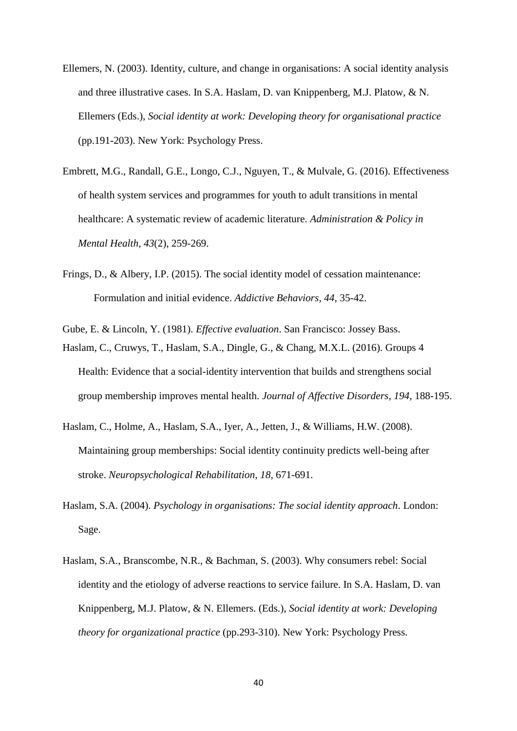Ellemers, N. (2003). Identity, culture, and change in organisations: A social identity analysis and three illustrative cases. In S.A. Haslam, D. van Knippenberg, M.J. Platow, & N. Ellemers (Eds.), *Social identity at work: Developing theory for organisational practice* (pp.191-203). New York: Psychology Press.

Embrett, M.G., Randall, G.E., Longo, C.J., Nguyen, T., & Mulvale, G. (2016). Effectiveness of health system services and programmes for youth to adult transitions in mental healthcare: A systematic review of academic literature. *Administration & Policy in Mental Health*, *43*(2), 259-269.

Frings, D., & Albery, I.P. (2015). The social identity model of cessation maintenance: Formulation and initial evidence. *Addictive Behaviors*, *44*, 35-42.

Gube, E. & Lincoln, Y. (1981). *Effective evaluation*. San Francisco: Jossey Bass.

Haslam, C., Cruwys, T., Haslam, S.A., Dingle, G., & Chang, M.X.L. (2016). Groups 4 Health: Evidence that a social-identity intervention that builds and strengthens social group membership improves mental health. *Journal of Affective Disorders*, *194*, 188-195.

Haslam, C., Holme, A., Haslam, S.A., Iyer, A., Jetten, J., & Williams, H.W. (2008). Maintaining group memberships: Social identity continuity predicts well-being after stroke. *Neuropsychological Rehabilitation*, *18*, 671-691.

Haslam, S.A. (2004). *Psychology in organisations: The social identity approach*. London: Sage.

Haslam, S.A., Branscombe, N.R., & Bachman, S. (2003). Why consumers rebel: Social identity and the etiology of adverse reactions to service failure. In S.A. Haslam, D. van Knippenberg, M.J. Platow, & N. Ellemers. (Eds.), *Social identity at work: Developing theory for organizational practice* (pp.293-310). New York: Psychology Press.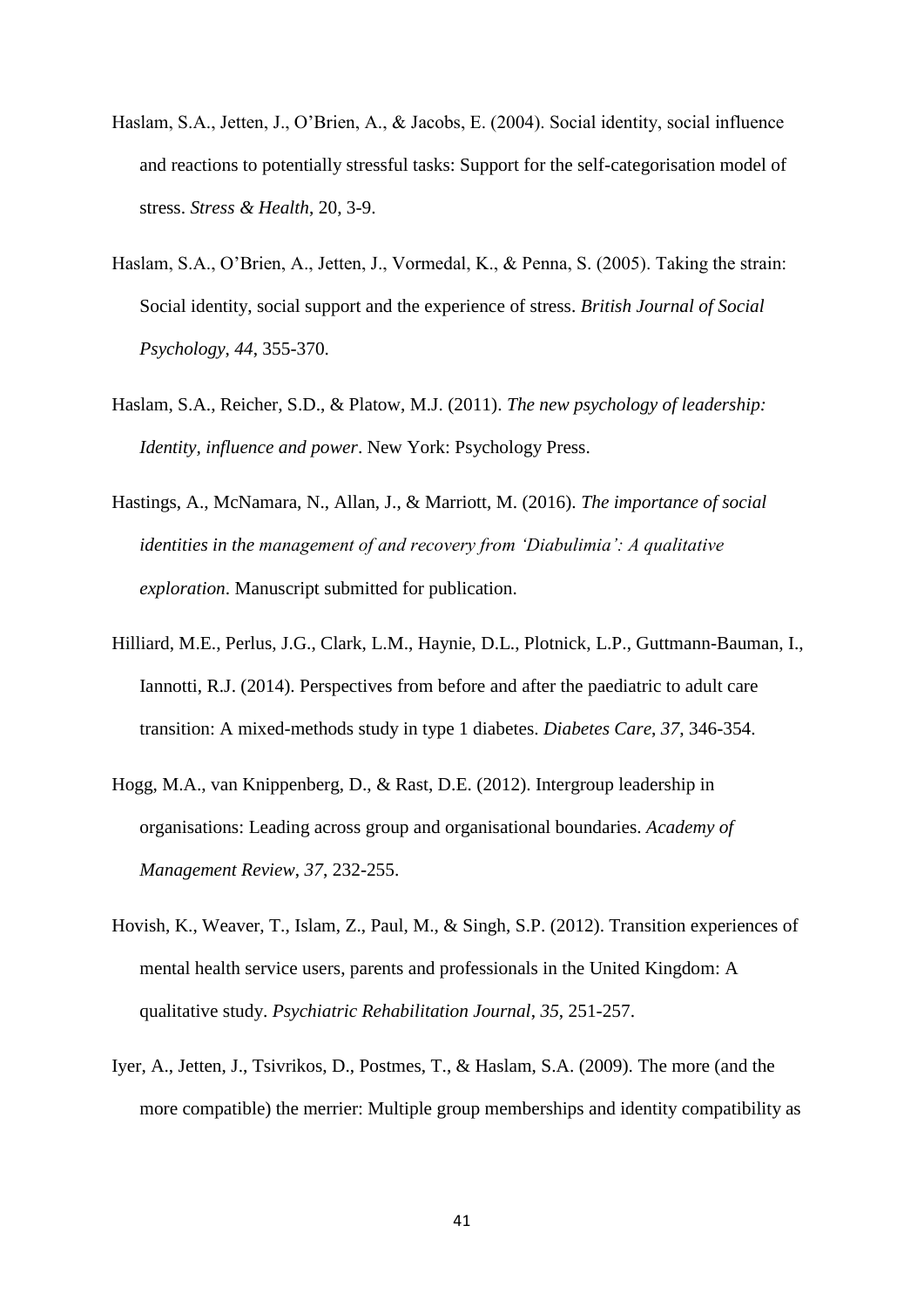Haslam, S.A., Jetten, J., O'Brien, A., & Jacobs, E. (2004). Social identity, social influence and reactions to potentially stressful tasks: Support for the self-categorisation model of stress. *Stress & Health*, 20, 3-9.

Haslam, S.A., O'Brien, A., Jetten, J., Vormedal, K., & Penna, S. (2005). Taking the strain: Social identity, social support and the experience of stress. *British Journal of Social Psychology, 44*, 355-370.

Haslam, S.A., Reicher, S.D., & Platow, M.J. (2011). *The new psychology of leadership: Identity, influence and power*. New York: Psychology Press.

Hastings, A., McNamara, N., Allan, J., & Marriott, M. (2016). *The importance of social identities in the management of and recovery from 'Diabulimia': A qualitative exploration*. Manuscript submitted for publication.

Hilliard, M.E., Perlus, J.G., Clark, L.M., Haynie, D.L., Plotnick, L.P., Guttmann-Bauman, I., Iannotti, R.J. (2014). Perspectives from before and after the paediatric to adult care transition: A mixed-methods study in type 1 diabetes. *Diabetes Care*, *37*, 346-354.

Hogg, M.A., van Knippenberg, D., & Rast, D.E. (2012). Intergroup leadership in organisations: Leading across group and organisational boundaries. *Academy of Management Review*, *37*, 232-255.

Hovish, K., Weaver, T., Islam, Z., Paul, M., & Singh, S.P. (2012). Transition experiences of mental health service users, parents and professionals in the United Kingdom: A qualitative study. *Psychiatric Rehabilitation Journal*, *35*, 251-257.

Iyer, A., Jetten, J., Tsivrikos, D., Postmes, T., & Haslam, S.A. (2009). The more (and the more compatible) the merrier: Multiple group memberships and identity compatibility as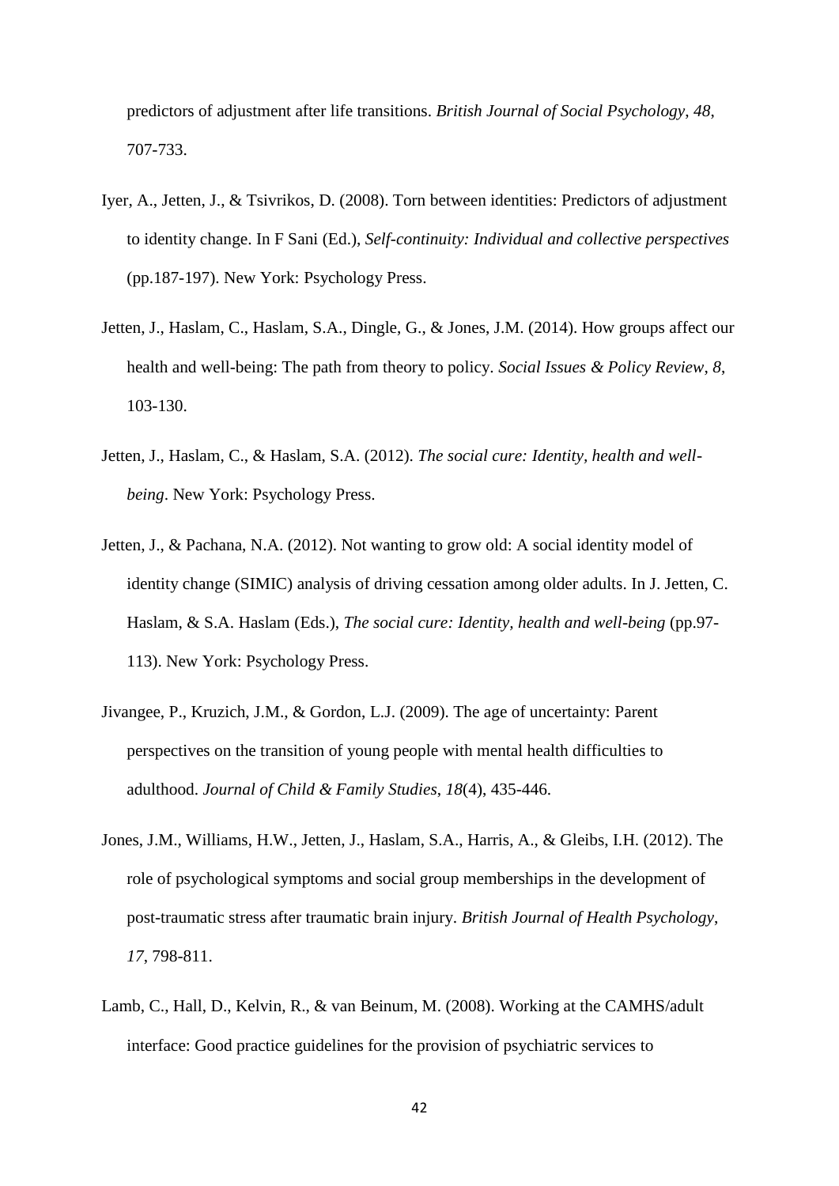predictors of adjustment after life transitions. *British Journal of Social Psychology*, *48*, 707-733.

Iyer, A., Jetten, J., & Tsivrikos, D. (2008). Torn between identities: Predictors of adjustment to identity change. In F Sani (Ed.), *Self-continuity: Individual and collective perspectives* (pp.187-197). New York: Psychology Press.

Jetten, J., Haslam, C., Haslam, S.A., Dingle, G., & Jones, J.M. (2014). How groups affect our health and well-being: The path from theory to policy. *Social Issues & Policy Review*, *8*, 103-130.

Jetten, J., Haslam, C., & Haslam, S.A. (2012). *The social cure: Identity, health and well-being*. New York: Psychology Press.

Jetten, J., & Pachana, N.A. (2012). Not wanting to grow old: A social identity model of identity change (SIMIC) analysis of driving cessation among older adults. In J. Jetten, C. Haslam, & S.A. Haslam (Eds.), *The social cure: Identity, health and well-being* (pp.97-113). New York: Psychology Press.

Jivangee, P., Kruzich, J.M., & Gordon, L.J. (2009). The age of uncertainty: Parent perspectives on the transition of young people with mental health difficulties to adulthood. *Journal of Child & Family Studies*, *18*(4), 435-446.

Jones, J.M., Williams, H.W., Jetten, J., Haslam, S.A., Harris, A., & Gleibs, I.H. (2012). The role of psychological symptoms and social group memberships in the development of post-traumatic stress after traumatic brain injury. *British Journal of Health Psychology*, *17*, 798-811.

Lamb, C., Hall, D., Kelvin, R., & van Beinum, M. (2008). Working at the CAMHS/adult interface: Good practice guidelines for the provision of psychiatric services to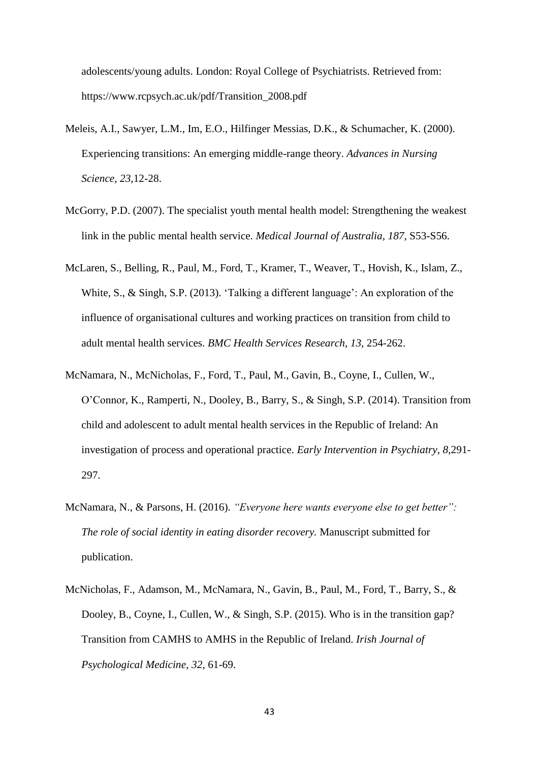adolescents/young adults. London: Royal College of Psychiatrists. Retrieved from: https://www.rcpsych.ac.uk/pdf/Transition_2008.pdf

Meleis, A.I., Sawyer, L.M., Im, E.O., Hilfinger Messias, D.K., & Schumacher, K. (2000). Experiencing transitions: An emerging middle-range theory. *Advances in Nursing Science*, *23*,12-28.

McGorry, P.D. (2007). The specialist youth mental health model: Strengthening the weakest link in the public mental health service. *Medical Journal of Australia*, *187*, S53-S56.

McLaren, S., Belling, R., Paul, M., Ford, T., Kramer, T., Weaver, T., Hovish, K., Islam, Z., White, S., & Singh, S.P. (2013). 'Talking a different language': An exploration of the influence of organisational cultures and working practices on transition from child to adult mental health services. *BMC Health Services Research*, *13*, 254-262.

McNamara, N., McNicholas, F., Ford, T., Paul, M., Gavin, B., Coyne, I., Cullen, W., O'Connor, K., Ramperti, N., Dooley, B., Barry, S., & Singh, S.P. (2014). Transition from child and adolescent to adult mental health services in the Republic of Ireland: An investigation of process and operational practice. *Early Intervention in Psychiatry*, *8*,291-297.

McNamara, N., & Parsons, H. (2016). *"Everyone here wants everyone else to get better": The role of social identity in eating disorder recovery.* Manuscript submitted for publication.

McNicholas, F., Adamson, M., McNamara, N., Gavin, B., Paul, M., Ford, T., Barry, S., & Dooley, B., Coyne, I., Cullen, W., & Singh, S.P. (2015). Who is in the transition gap? Transition from CAMHS to AMHS in the Republic of Ireland. *Irish Journal of Psychological Medicine*, *32*, 61-69.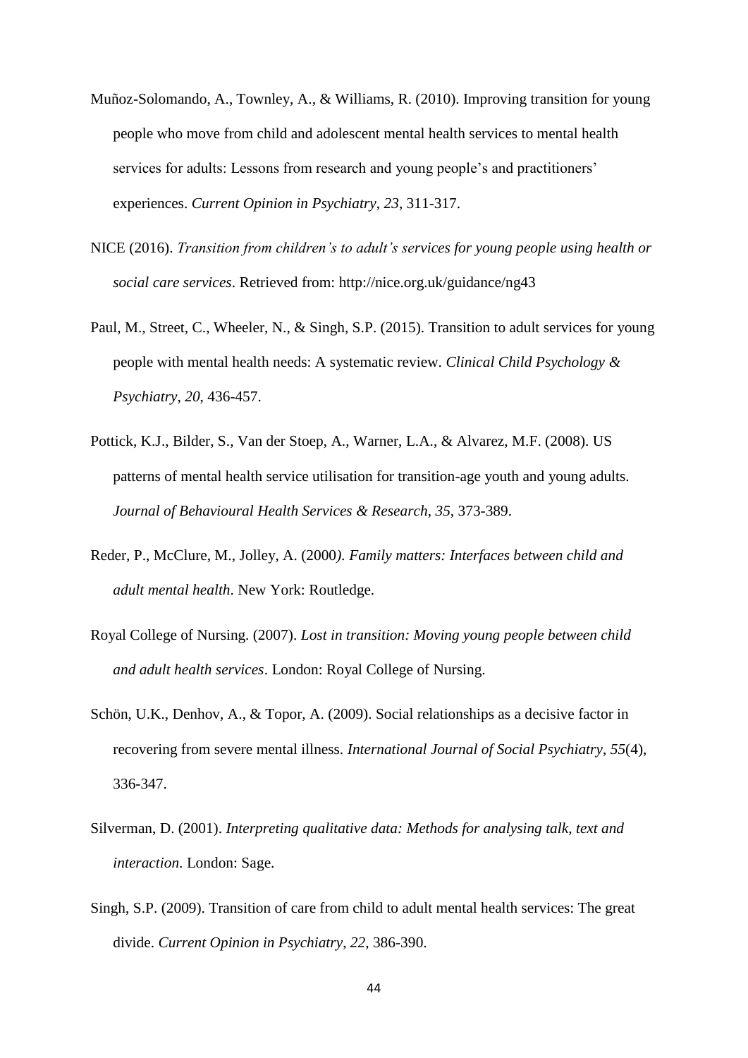Muñoz-Solomando, A., Townley, A., & Williams, R. (2010). Improving transition for young people who move from child and adolescent mental health services to mental health services for adults: Lessons from research and young people's and practitioners' experiences. *Current Opinion in Psychiatry*, *23*, 311-317.

NICE (2016). *Transition from children's to adult's services for young people using health or social care services*. Retrieved from: http://nice.org.uk/guidance/ng43

Paul, M., Street, C., Wheeler, N., & Singh, S.P. (2015). Transition to adult services for young people with mental health needs: A systematic review. *Clinical Child Psychology & Psychiatry*, *20*, 436-457.

Pottick, K.J., Bilder, S., Van der Stoep, A., Warner, L.A., & Alvarez, M.F. (2008). US patterns of mental health service utilisation for transition-age youth and young adults. *Journal of Behavioural Health Services & Research*, *35*, 373-389.

Reder, P., McClure, M., Jolley, A. (2000). *Family matters: Interfaces between child and adult mental health*. New York: Routledge.

Royal College of Nursing. (2007). *Lost in transition: Moving young people between child and adult health services*. London: Royal College of Nursing.

Schön, U.K., Denhov, A., & Topor, A. (2009). Social relationships as a decisive factor in recovering from severe mental illness. *International Journal of Social Psychiatry*, *55*(4), 336-347.

Silverman, D. (2001). *Interpreting qualitative data: Methods for analysing talk, text and interaction*. London: Sage.

Singh, S.P. (2009). Transition of care from child to adult mental health services: The great divide. *Current Opinion in Psychiatry*, *22*, 386-390.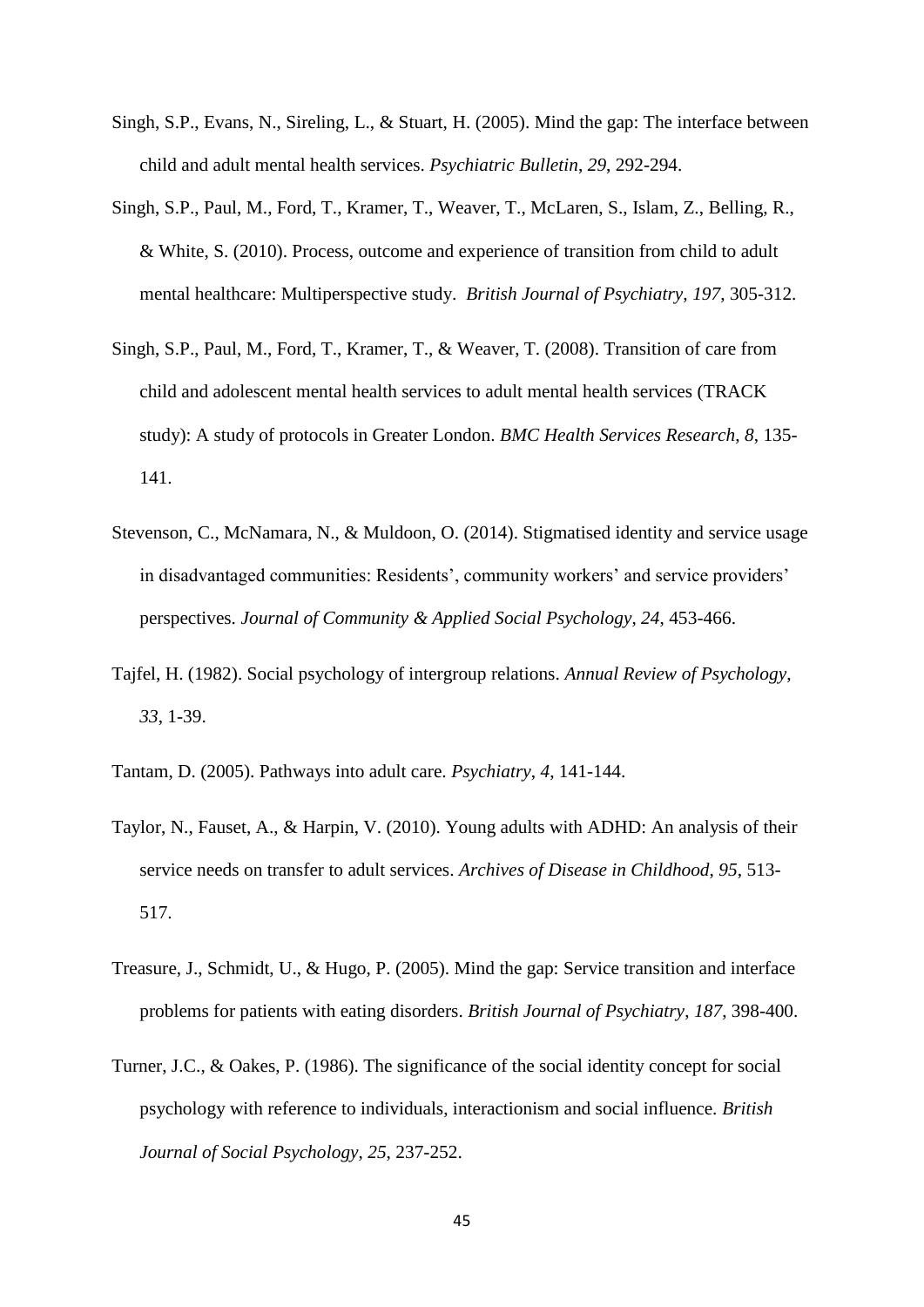Singh, S.P., Evans, N., Sireling, L., & Stuart, H. (2005). Mind the gap: The interface between child and adult mental health services. *Psychiatric Bulletin*, *29*, 292-294.

Singh, S.P., Paul, M., Ford, T., Kramer, T., Weaver, T., McLaren, S., Islam, Z., Belling, R., & White, S. (2010). Process, outcome and experience of transition from child to adult mental healthcare: Multiperspective study. *British Journal of Psychiatry*, *197*, 305-312.

Singh, S.P., Paul, M., Ford, T., Kramer, T., & Weaver, T. (2008). Transition of care from child and adolescent mental health services to adult mental health services (TRACK study): A study of protocols in Greater London. *BMC Health Services Research*, *8*, 135-141.

Stevenson, C., McNamara, N., & Muldoon, O. (2014). Stigmatised identity and service usage in disadvantaged communities: Residents', community workers' and service providers' perspectives. *Journal of Community & Applied Social Psychology*, *24*, 453-466.

Tajfel, H. (1982). Social psychology of intergroup relations. *Annual Review of Psychology*, *33*, 1-39.

Tantam, D. (2005). Pathways into adult care. *Psychiatry*, *4*, 141-144.

Taylor, N., Fauset, A., & Harpin, V. (2010). Young adults with ADHD: An analysis of their service needs on transfer to adult services. *Archives of Disease in Childhood*, *95*, 513-517.

Treasure, J., Schmidt, U., & Hugo, P. (2005). Mind the gap: Service transition and interface problems for patients with eating disorders. *British Journal of Psychiatry*, *187*, 398-400.

Turner, J.C., & Oakes, P. (1986). The significance of the social identity concept for social psychology with reference to individuals, interactionism and social influence. *British Journal of Social Psychology*, *25*, 237-252.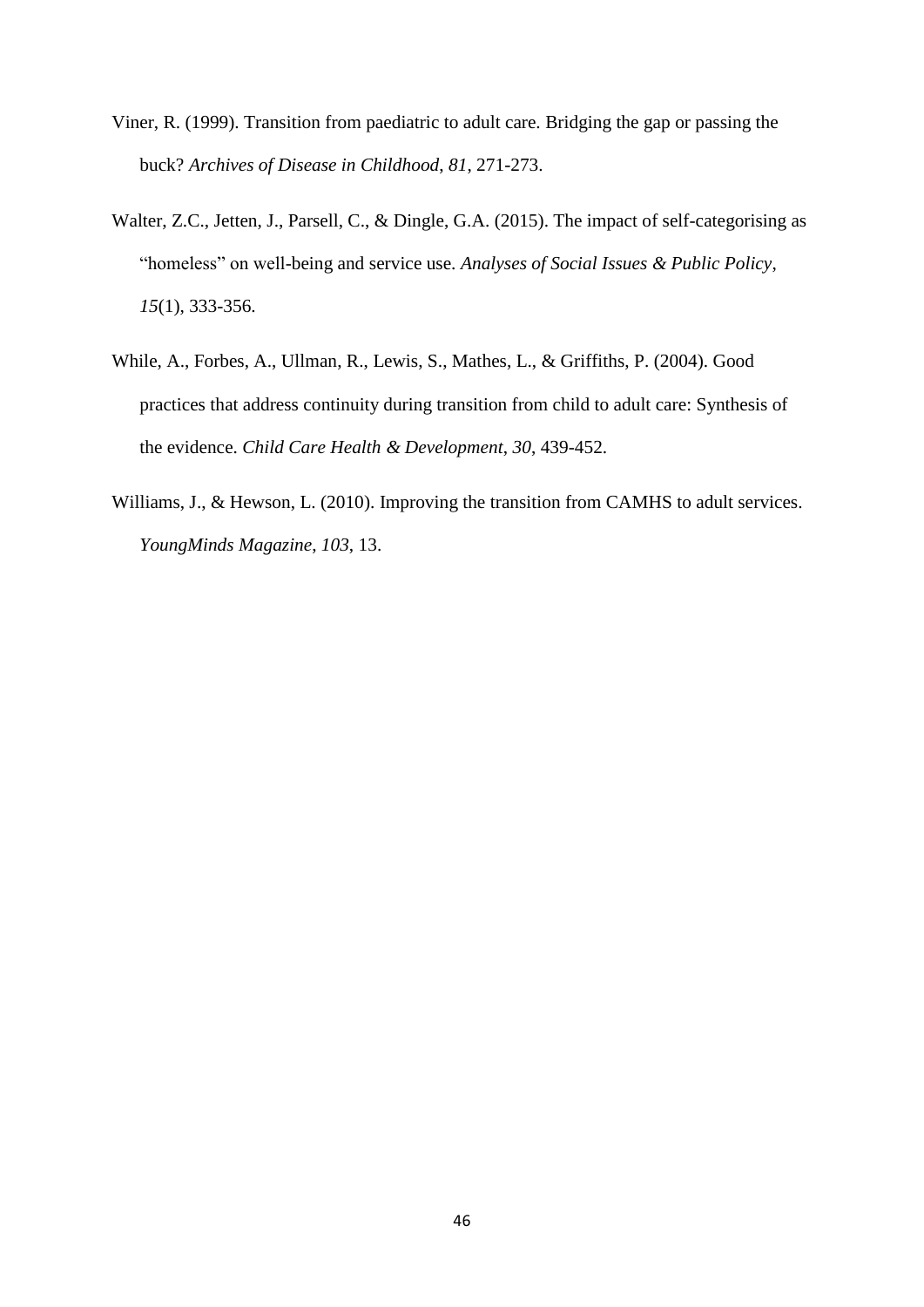Viner, R. (1999). Transition from paediatric to adult care. Bridging the gap or passing the buck? *Archives of Disease in Childhood*, *81*, 271-273.

Walter, Z.C., Jetten, J., Parsell, C., & Dingle, G.A. (2015). The impact of self-categorising as "homeless" on well-being and service use. *Analyses of Social Issues & Public Policy*, *15*(1), 333-356.

While, A., Forbes, A., Ullman, R., Lewis, S., Mathes, L., & Griffiths, P. (2004). Good practices that address continuity during transition from child to adult care: Synthesis of the evidence. *Child Care Health & Development*, *30*, 439-452.

Williams, J., & Hewson, L. (2010). Improving the transition from CAMHS to adult services. *YoungMinds Magazine*, *103*, 13.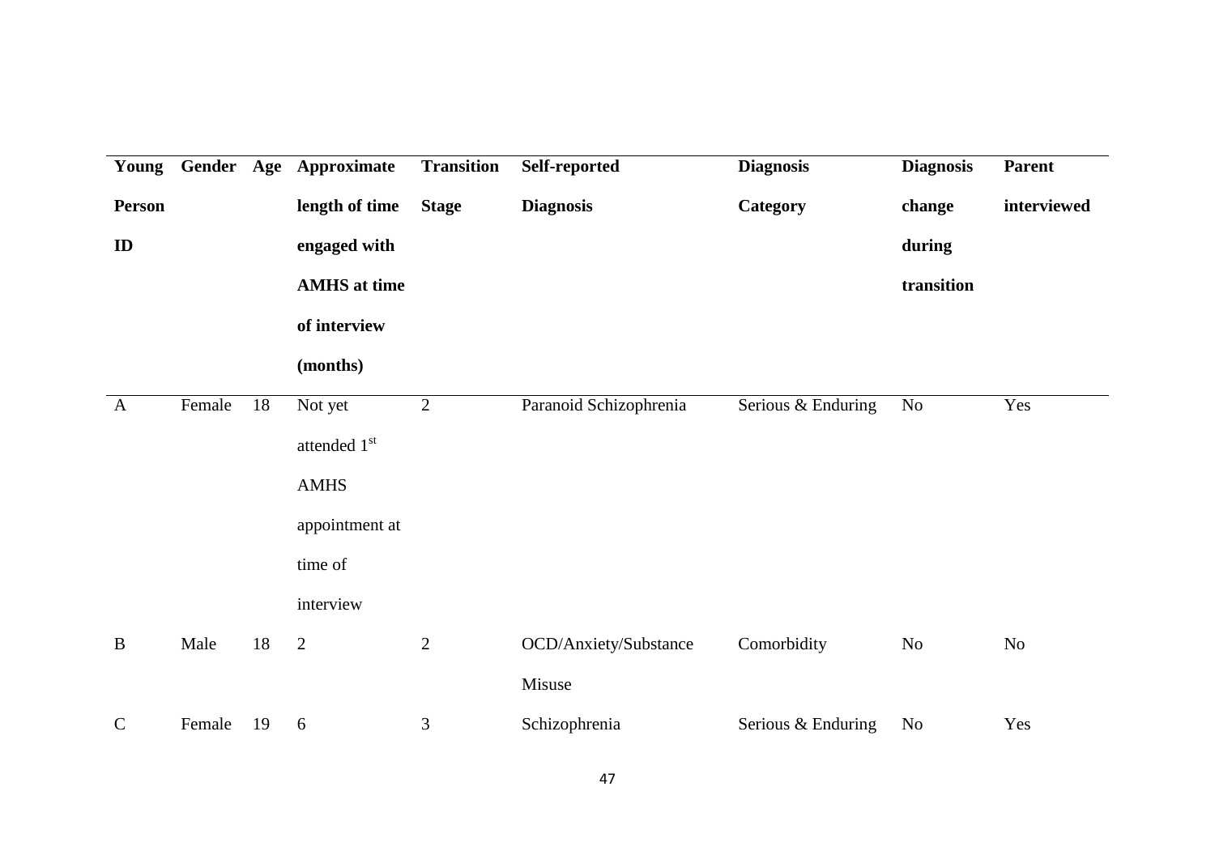| Young Person ID | Gender | Age | Approximate length of time engaged with AMHS at time of interview (months) | Transition Stage | Self-reported Diagnosis | Diagnosis Category | Diagnosis change during transition | Parent interviewed |
|---|---|---|---|---|---|---|---|---|
| A | Female | 18 | Not yet attended 1st AMHS appointment at time of interview | 2 | Paranoid Schizophrenia | Serious & Enduring | No | Yes |
| B | Male | 18 | 2 | 2 | OCD/Anxiety/Substance Misuse | Comorbidity | No | No |
| C | Female | 19 | 6 | 3 | Schizophrenia | Serious & Enduring | No | Yes |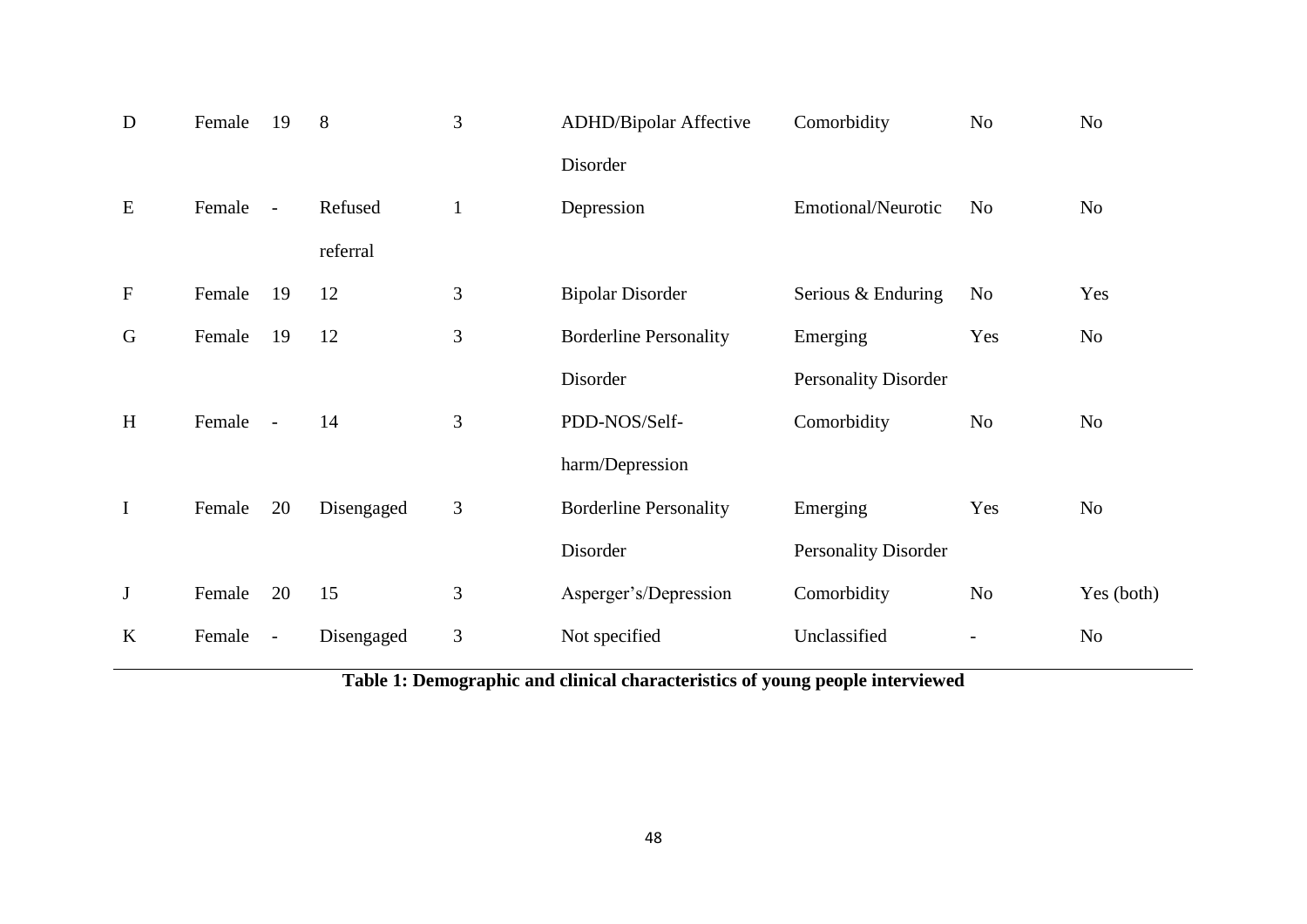| | | | | | | | | |
|---|---|---|---|---|---|---|---|---|
| D | Female | 19 | 8 | 3 | ADHD/Bipolar Affective Disorder | Comorbidity | No | No |
| E | Female | - | Refused referral | 1 | Depression | Emotional/Neurotic | No | No |
| F | Female | 19 | 12 | 3 | Bipolar Disorder | Serious & Enduring | No | Yes |
| G | Female | 19 | 12 | 3 | Borderline Personality Disorder | Emerging Personality Disorder | Yes | No |
| H | Female | - | 14 | 3 | PDD-NOS/Self-harm/Depression | Comorbidity | No | No |
| I | Female | 20 | Disengaged | 3 | Borderline Personality Disorder | Emerging Personality Disorder | Yes | No |
| J | Female | 20 | 15 | 3 | Asperger's/Depression | Comorbidity | No | Yes (both) |
| K | Female | - | Disengaged | 3 | Not specified | Unclassified | - | No |

**Table 1: Demographic and clinical characteristics of young people interviewed**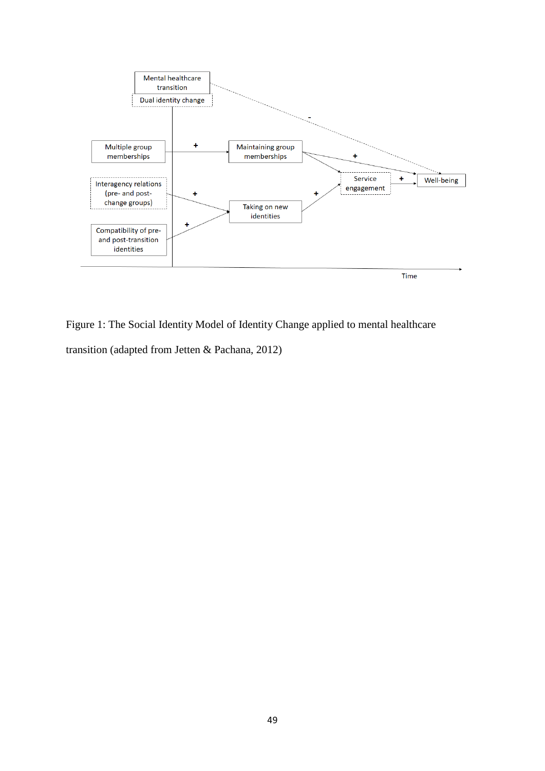Mental healthcare transition

Dual identity change

Multiple group memberships

+

Maintaining group memberships

+

-

Interagency relations (pre- and post-change groups)

+

Service engagement

+

Well-being

Taking on new identities

+

Compatibility of pre- and post-transition identities

+

Time

Figure 1: The Social Identity Model of Identity Change applied to mental healthcare transition (adapted from Jetten & Pachana, 2012)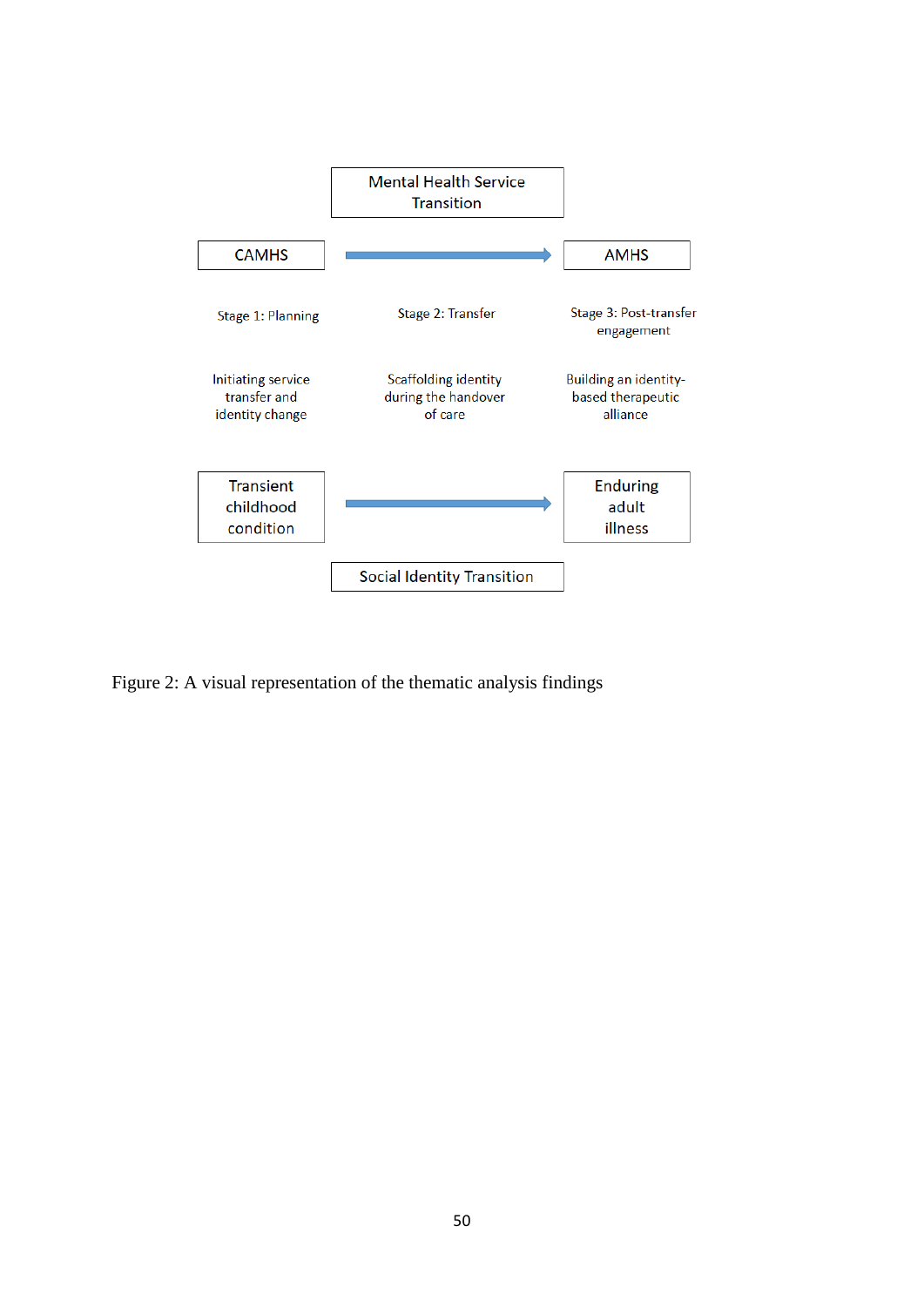Mental Health Service Transition

CAMHS

AMHS

Stage 1: Planning

Stage 2: Transfer

Stage 3: Post-transfer engagement

Initiating service transfer and identity change

Scaffolding identity during the handover of care

Building an identity-based therapeutic alliance

Transient childhood condition

Enduring adult illness

Social Identity Transition

Figure 2: A visual representation of the thematic analysis findings